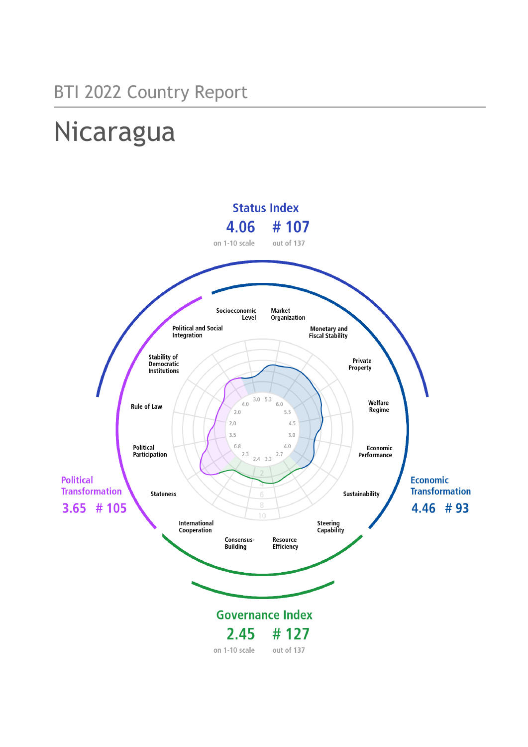BTI 2022 Country Report

# Nicaragua

**Status Index**
4.06 — # 107
on 1-10 scale — out of 137

**Political Transformation**
3.65 — # 105

**Economic Transformation**
4.46 — # 93

**Governance Index**
2.45 — # 127
on 1-10 scale — out of 137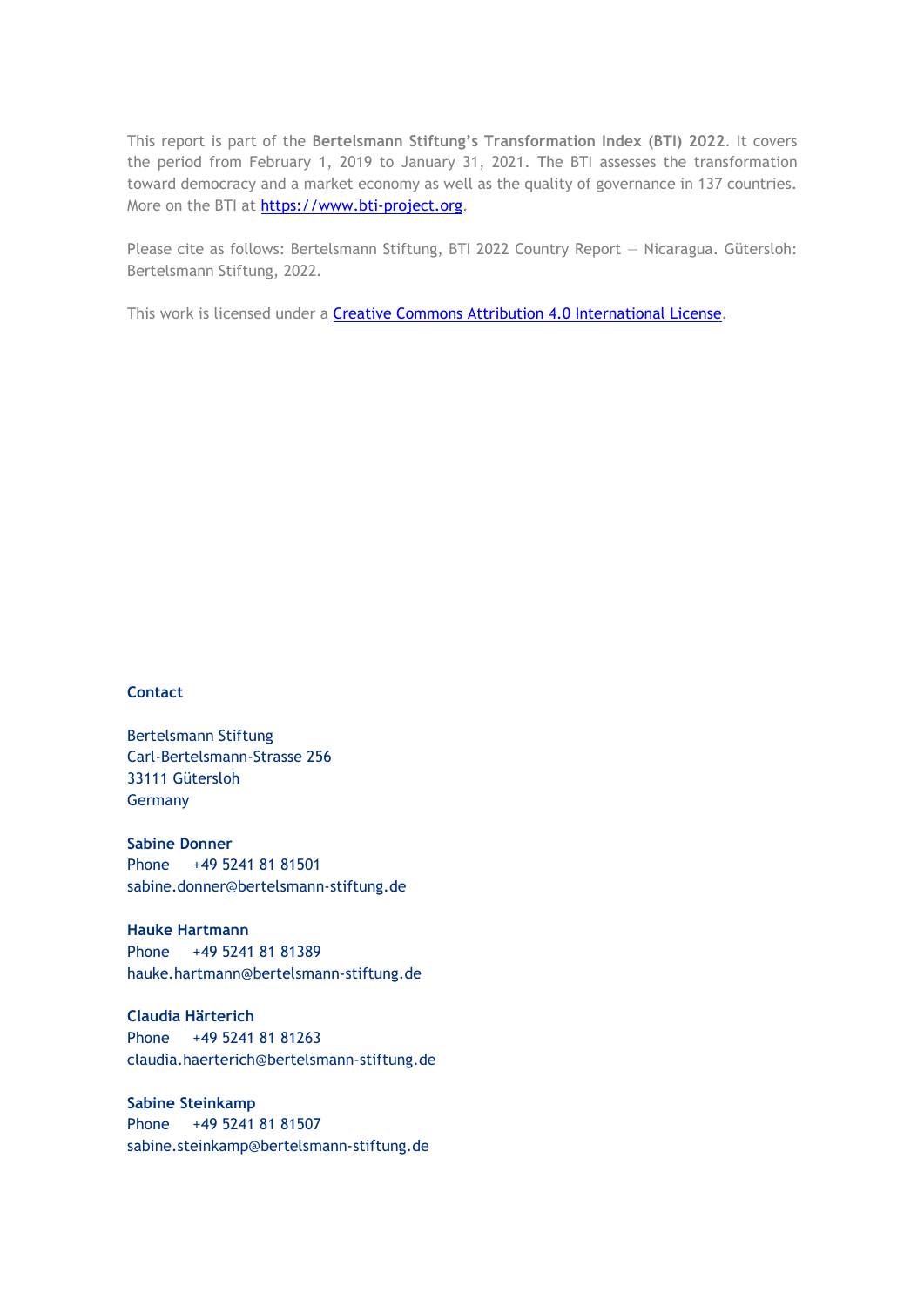This report is part of the **Bertelsmann Stiftung's Transformation Index (BTI) 2022**. It covers the period from February 1, 2019 to January 31, 2021. The BTI assesses the transformation toward democracy and a market economy as well as the quality of governance in 137 countries. More on the BTI at [https://www.bti-project.org](https://www.bti-project.org).

Please cite as follows: Bertelsmann Stiftung, BTI 2022 Country Report — Nicaragua. Gütersloh: Bertelsmann Stiftung, 2022.

This work is licensed under a [Creative Commons Attribution 4.0 International License](https://creativecommons.org/licenses/by/4.0/).

**Contact**

Bertelsmann Stiftung
Carl-Bertelsmann-Strasse 256
33111 Gütersloh
Germany

**Sabine Donner**
Phone +49 5241 81 81501
sabine.donner@bertelsmann-stiftung.de

**Hauke Hartmann**
Phone +49 5241 81 81389
hauke.hartmann@bertelsmann-stiftung.de

**Claudia Härterich**
Phone +49 5241 81 81263
claudia.haerterich@bertelsmann-stiftung.de

**Sabine Steinkamp**
Phone +49 5241 81 81507
sabine.steinkamp@bertelsmann-stiftung.de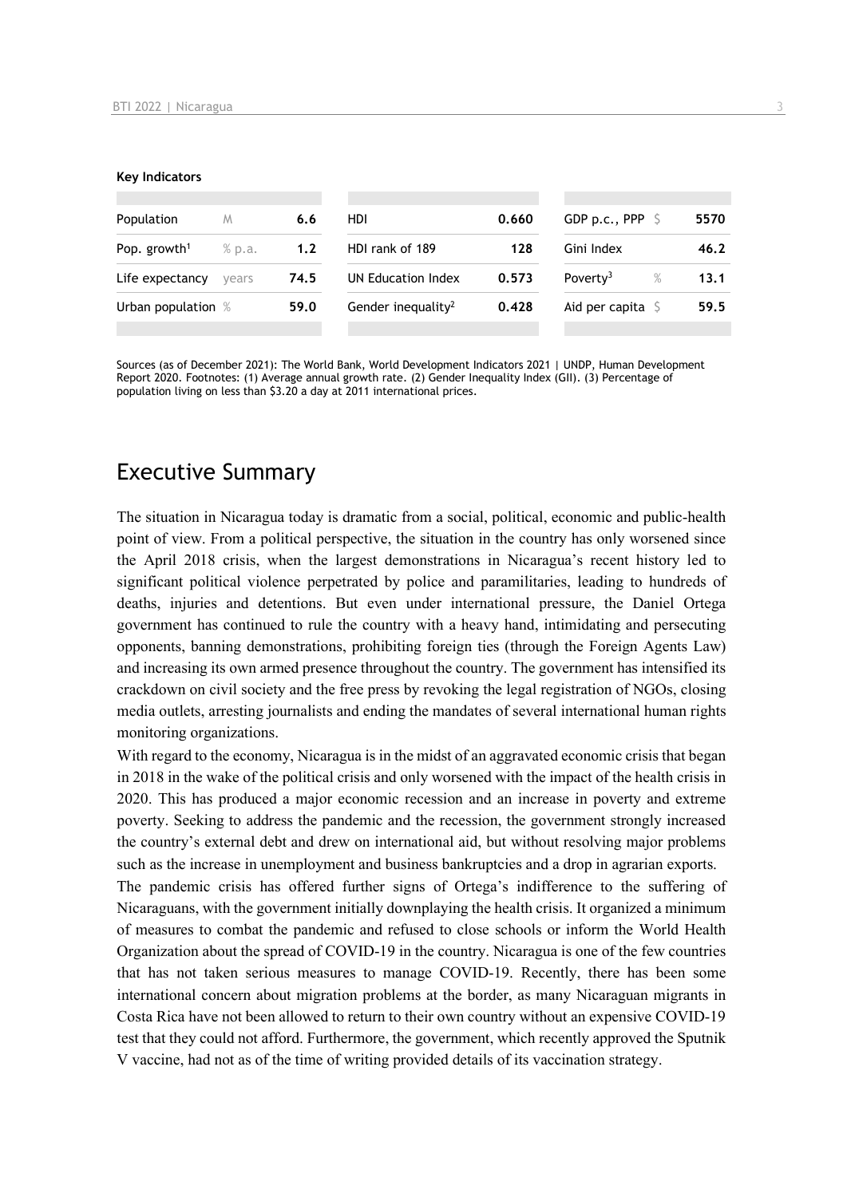**Key Indicators**

| | | | | | | | | |
|---|---|---|---|---|---|---|---|---|
| Population | M | 6.6 | HDI | 0.660 | GDP p.c., PPP | $ | 5570 |
| Pop. growth[1] | % p.a. | 1.2 | HDI rank of 189 | 128 | Gini Index | | 46.2 |
| Life expectancy | years | 74.5 | UN Education Index | 0.573 | Poverty[3] | % | 13.1 |
| Urban population | % | 59.0 | Gender inequality[2] | 0.428 | Aid per capita | $ | 59.5 |

Sources (as of December 2021): The World Bank, World Development Indicators 2021 | UNDP, Human Development Report 2020. Footnotes: (1) Average annual growth rate. (2) Gender Inequality Index (GII). (3) Percentage of population living on less than $3.20 a day at 2011 international prices.

# Executive Summary

The situation in Nicaragua today is dramatic from a social, political, economic and public-health point of view. From a political perspective, the situation in the country has only worsened since the April 2018 crisis, when the largest demonstrations in Nicaragua's recent history led to significant political violence perpetrated by police and paramilitaries, leading to hundreds of deaths, injuries and detentions. But even under international pressure, the Daniel Ortega government has continued to rule the country with a heavy hand, intimidating and persecuting opponents, banning demonstrations, prohibiting foreign ties (through the Foreign Agents Law) and increasing its own armed presence throughout the country. The government has intensified its crackdown on civil society and the free press by revoking the legal registration of NGOs, closing media outlets, arresting journalists and ending the mandates of several international human rights monitoring organizations.

With regard to the economy, Nicaragua is in the midst of an aggravated economic crisis that began in 2018 in the wake of the political crisis and only worsened with the impact of the health crisis in 2020. This has produced a major economic recession and an increase in poverty and extreme poverty. Seeking to address the pandemic and the recession, the government strongly increased the country's external debt and drew on international aid, but without resolving major problems such as the increase in unemployment and business bankruptcies and a drop in agrarian exports.

The pandemic crisis has offered further signs of Ortega's indifference to the suffering of Nicaraguans, with the government initially downplaying the health crisis. It organized a minimum of measures to combat the pandemic and refused to close schools or inform the World Health Organization about the spread of COVID-19 in the country. Nicaragua is one of the few countries that has not taken serious measures to manage COVID-19. Recently, there has been some international concern about migration problems at the border, as many Nicaraguan migrants in Costa Rica have not been allowed to return to their own country without an expensive COVID-19 test that they could not afford. Furthermore, the government, which recently approved the Sputnik V vaccine, had not as of the time of writing provided details of its vaccination strategy.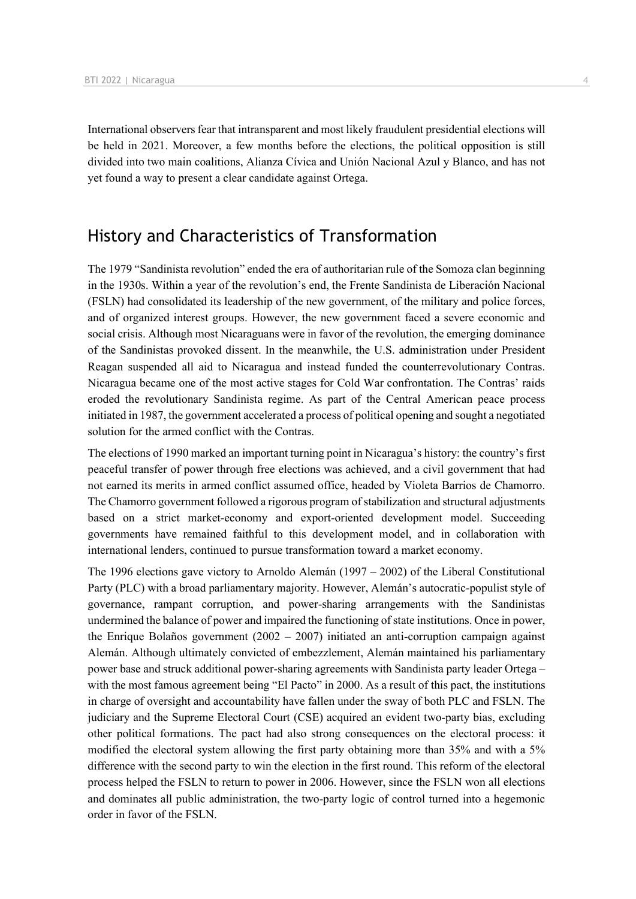International observers fear that intransparent and most likely fraudulent presidential elections will be held in 2021. Moreover, a few months before the elections, the political opposition is still divided into two main coalitions, Alianza Cívica and Unión Nacional Azul y Blanco, and has not yet found a way to present a clear candidate against Ortega.

## History and Characteristics of Transformation

The 1979 "Sandinista revolution" ended the era of authoritarian rule of the Somoza clan beginning in the 1930s. Within a year of the revolution's end, the Frente Sandinista de Liberación Nacional (FSLN) had consolidated its leadership of the new government, of the military and police forces, and of organized interest groups. However, the new government faced a severe economic and social crisis. Although most Nicaraguans were in favor of the revolution, the emerging dominance of the Sandinistas provoked dissent. In the meanwhile, the U.S. administration under President Reagan suspended all aid to Nicaragua and instead funded the counterrevolutionary Contras. Nicaragua became one of the most active stages for Cold War confrontation. The Contras' raids eroded the revolutionary Sandinista regime. As part of the Central American peace process initiated in 1987, the government accelerated a process of political opening and sought a negotiated solution for the armed conflict with the Contras.

The elections of 1990 marked an important turning point in Nicaragua's history: the country's first peaceful transfer of power through free elections was achieved, and a civil government that had not earned its merits in armed conflict assumed office, headed by Violeta Barrios de Chamorro. The Chamorro government followed a rigorous program of stabilization and structural adjustments based on a strict market-economy and export-oriented development model. Succeeding governments have remained faithful to this development model, and in collaboration with international lenders, continued to pursue transformation toward a market economy.

The 1996 elections gave victory to Arnoldo Alemán (1997 – 2002) of the Liberal Constitutional Party (PLC) with a broad parliamentary majority. However, Alemán's autocratic-populist style of governance, rampant corruption, and power-sharing arrangements with the Sandinistas undermined the balance of power and impaired the functioning of state institutions. Once in power, the Enrique Bolaños government (2002 – 2007) initiated an anti-corruption campaign against Alemán. Although ultimately convicted of embezzlement, Alemán maintained his parliamentary power base and struck additional power-sharing agreements with Sandinista party leader Ortega – with the most famous agreement being "El Pacto" in 2000. As a result of this pact, the institutions in charge of oversight and accountability have fallen under the sway of both PLC and FSLN. The judiciary and the Supreme Electoral Court (CSE) acquired an evident two-party bias, excluding other political formations. The pact had also strong consequences on the electoral process: it modified the electoral system allowing the first party obtaining more than 35% and with a 5% difference with the second party to win the election in the first round. This reform of the electoral process helped the FSLN to return to power in 2006. However, since the FSLN won all elections and dominates all public administration, the two-party logic of control turned into a hegemonic order in favor of the FSLN.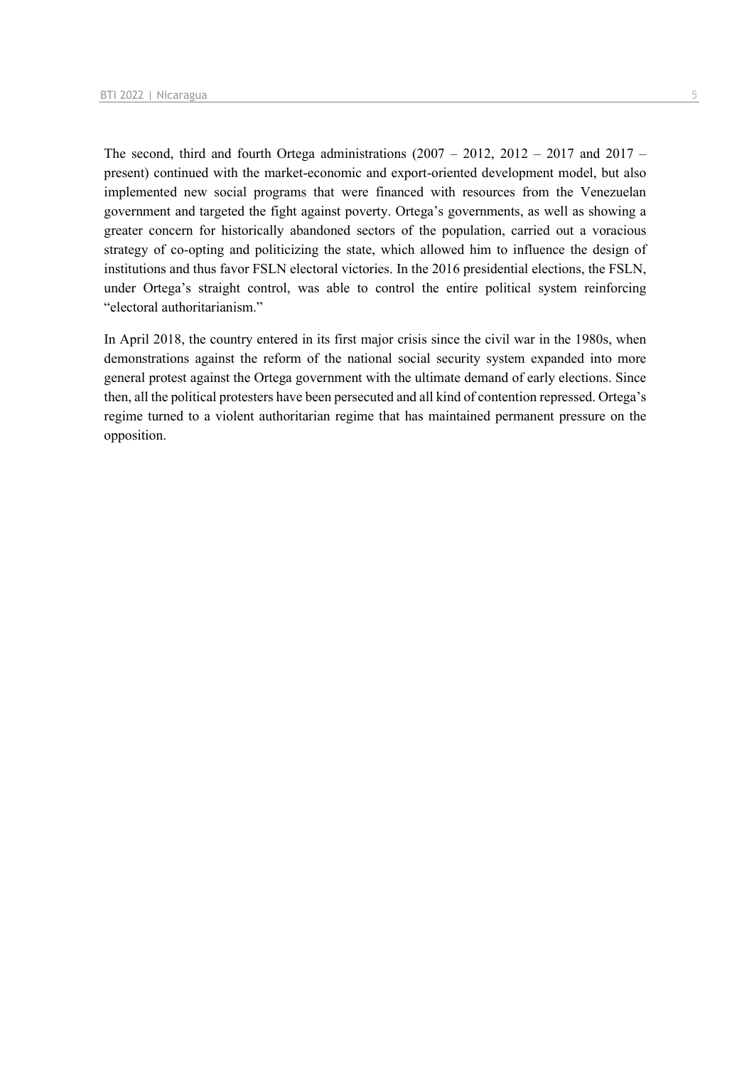The second, third and fourth Ortega administrations (2007 – 2012, 2012 – 2017 and 2017 – present) continued with the market-economic and export-oriented development model, but also implemented new social programs that were financed with resources from the Venezuelan government and targeted the fight against poverty. Ortega's governments, as well as showing a greater concern for historically abandoned sectors of the population, carried out a voracious strategy of co-opting and politicizing the state, which allowed him to influence the design of institutions and thus favor FSLN electoral victories. In the 2016 presidential elections, the FSLN, under Ortega's straight control, was able to control the entire political system reinforcing "electoral authoritarianism."

In April 2018, the country entered in its first major crisis since the civil war in the 1980s, when demonstrations against the reform of the national social security system expanded into more general protest against the Ortega government with the ultimate demand of early elections. Since then, all the political protesters have been persecuted and all kind of contention repressed. Ortega's regime turned to a violent authoritarian regime that has maintained permanent pressure on the opposition.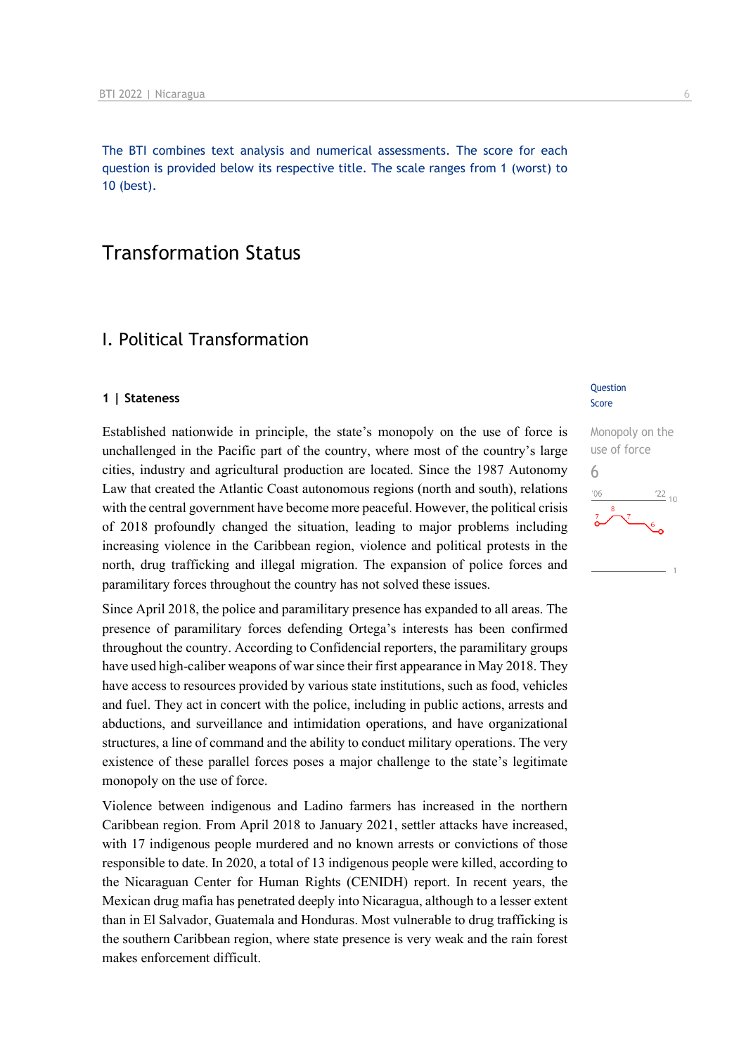The BTI combines text analysis and numerical assessments. The score for each question is provided below its respective title. The scale ranges from 1 (worst) to 10 (best).

# Transformation Status

## I. Political Transformation

### 1 | Stateness

Question
Score

Monopoly on the use of force
6

Established nationwide in principle, the state's monopoly on the use of force is unchallenged in the Pacific part of the country, where most of the country's large cities, industry and agricultural production are located. Since the 1987 Autonomy Law that created the Atlantic Coast autonomous regions (north and south), relations with the central government have become more peaceful. However, the political crisis of 2018 profoundly changed the situation, leading to major problems including increasing violence in the Caribbean region, violence and political protests in the north, drug trafficking and illegal migration. The expansion of police forces and paramilitary forces throughout the country has not solved these issues.

Since April 2018, the police and paramilitary presence has expanded to all areas. The presence of paramilitary forces defending Ortega's interests has been confirmed throughout the country. According to Confidencial reporters, the paramilitary groups have used high-caliber weapons of war since their first appearance in May 2018. They have access to resources provided by various state institutions, such as food, vehicles and fuel. They act in concert with the police, including in public actions, arrests and abductions, and surveillance and intimidation operations, and have organizational structures, a line of command and the ability to conduct military operations. The very existence of these parallel forces poses a major challenge to the state's legitimate monopoly on the use of force.

Violence between indigenous and Ladino farmers has increased in the northern Caribbean region. From April 2018 to January 2021, settler attacks have increased, with 17 indigenous people murdered and no known arrests or convictions of those responsible to date. In 2020, a total of 13 indigenous people were killed, according to the Nicaraguan Center for Human Rights (CENIDH) report. In recent years, the Mexican drug mafia has penetrated deeply into Nicaragua, although to a lesser extent than in El Salvador, Guatemala and Honduras. Most vulnerable to drug trafficking is the southern Caribbean region, where state presence is very weak and the rain forest makes enforcement difficult.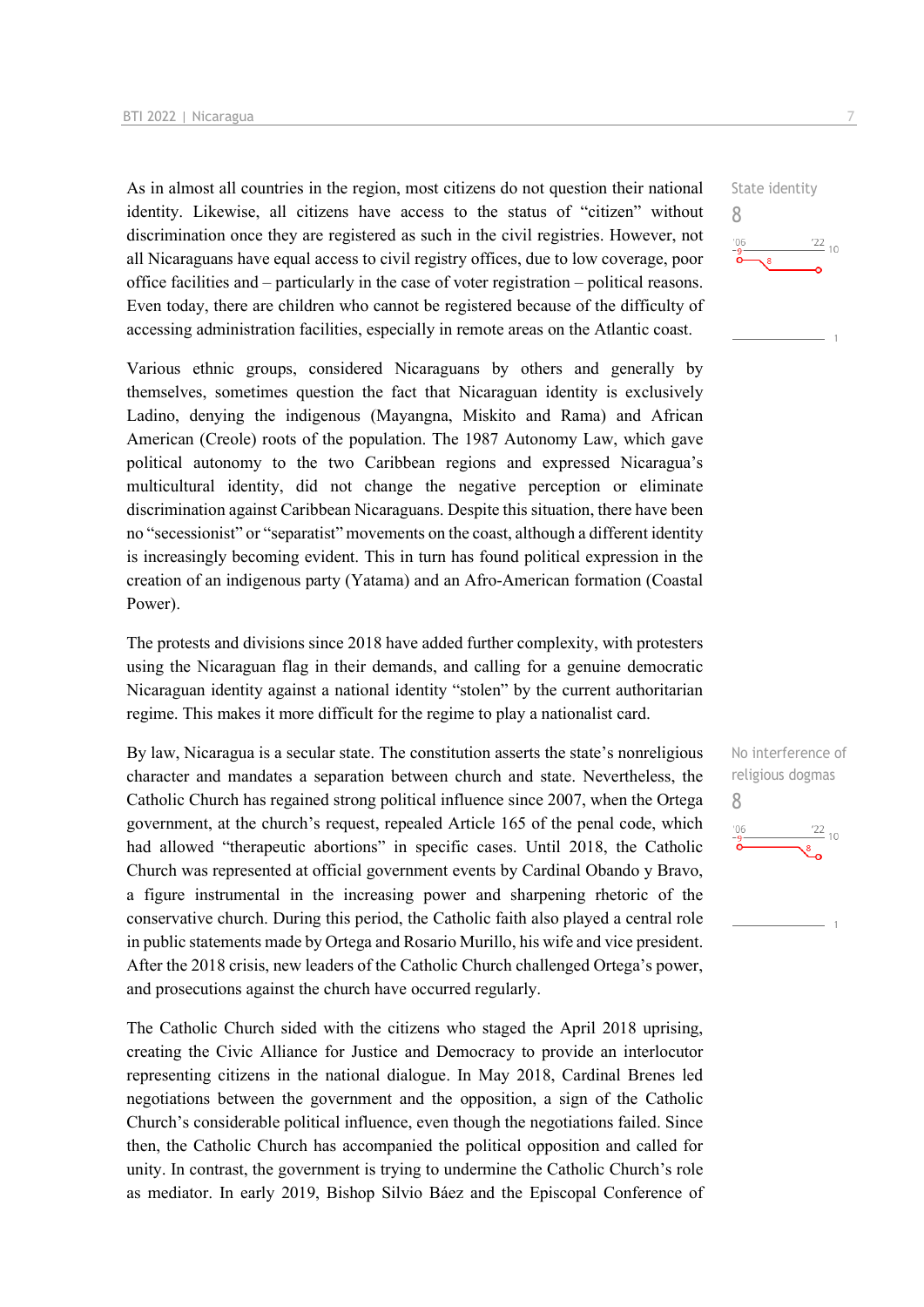State identity

8

As in almost all countries in the region, most citizens do not question their national identity. Likewise, all citizens have access to the status of "citizen" without discrimination once they are registered as such in the civil registries. However, not all Nicaraguans have equal access to civil registry offices, due to low coverage, poor office facilities and – particularly in the case of voter registration – political reasons. Even today, there are children who cannot be registered because of the difficulty of accessing administration facilities, especially in remote areas on the Atlantic coast.

Various ethnic groups, considered Nicaraguans by others and generally by themselves, sometimes question the fact that Nicaraguan identity is exclusively Ladino, denying the indigenous (Mayangna, Miskito and Rama) and African American (Creole) roots of the population. The 1987 Autonomy Law, which gave political autonomy to the two Caribbean regions and expressed Nicaragua's multicultural identity, did not change the negative perception or eliminate discrimination against Caribbean Nicaraguans. Despite this situation, there have been no "secessionist" or "separatist" movements on the coast, although a different identity is increasingly becoming evident. This in turn has found political expression in the creation of an indigenous party (Yatama) and an Afro-American formation (Coastal Power).

The protests and divisions since 2018 have added further complexity, with protesters using the Nicaraguan flag in their demands, and calling for a genuine democratic Nicaraguan identity against a national identity "stolen" by the current authoritarian regime. This makes it more difficult for the regime to play a nationalist card.

No interference of religious dogmas

8

By law, Nicaragua is a secular state. The constitution asserts the state's nonreligious character and mandates a separation between church and state. Nevertheless, the Catholic Church has regained strong political influence since 2007, when the Ortega government, at the church's request, repealed Article 165 of the penal code, which had allowed "therapeutic abortions" in specific cases. Until 2018, the Catholic Church was represented at official government events by Cardinal Obando y Bravo, a figure instrumental in the increasing power and sharpening rhetoric of the conservative church. During this period, the Catholic faith also played a central role in public statements made by Ortega and Rosario Murillo, his wife and vice president. After the 2018 crisis, new leaders of the Catholic Church challenged Ortega's power, and prosecutions against the church have occurred regularly.

The Catholic Church sided with the citizens who staged the April 2018 uprising, creating the Civic Alliance for Justice and Democracy to provide an interlocutor representing citizens in the national dialogue. In May 2018, Cardinal Brenes led negotiations between the government and the opposition, a sign of the Catholic Church's considerable political influence, even though the negotiations failed. Since then, the Catholic Church has accompanied the political opposition and called for unity. In contrast, the government is trying to undermine the Catholic Church's role as mediator. In early 2019, Bishop Silvio Báez and the Episcopal Conference of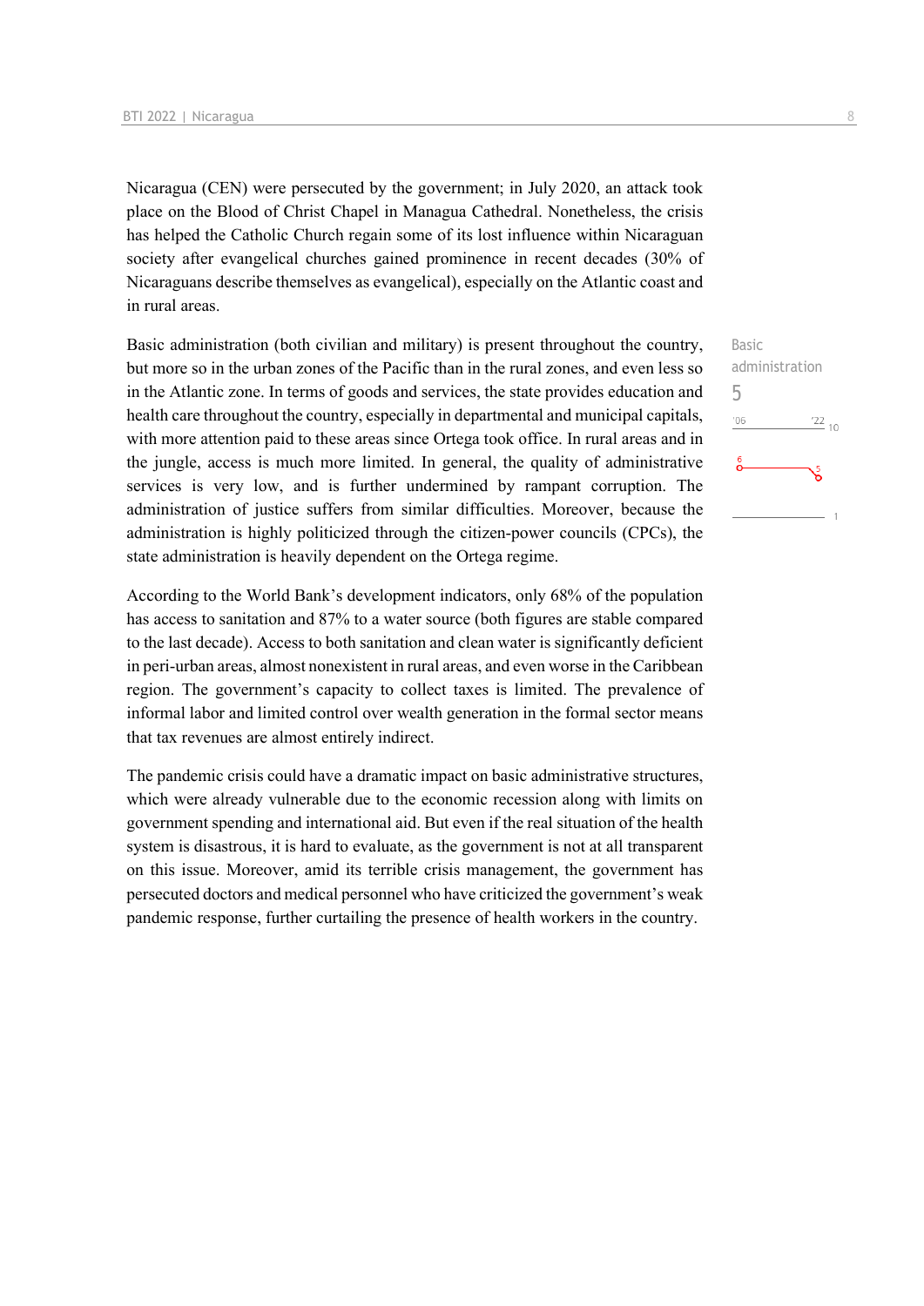Nicaragua (CEN) were persecuted by the government; in July 2020, an attack took place on the Blood of Christ Chapel in Managua Cathedral. Nonetheless, the crisis has helped the Catholic Church regain some of its lost influence within Nicaraguan society after evangelical churches gained prominence in recent decades (30% of Nicaraguans describe themselves as evangelical), especially on the Atlantic coast and in rural areas.

Basic administration (both civilian and military) is present throughout the country, but more so in the urban zones of the Pacific than in the rural zones, and even less so in the Atlantic zone. In terms of goods and services, the state provides education and health care throughout the country, especially in departmental and municipal capitals, with more attention paid to these areas since Ortega took office. In rural areas and in the jungle, access is much more limited. In general, the quality of administrative services is very low, and is further undermined by rampant corruption. The administration of justice suffers from similar difficulties. Moreover, because the administration is highly politicized through the citizen-power councils (CPCs), the state administration is heavily dependent on the Ortega regime.

Basic administration
5

According to the World Bank's development indicators, only 68% of the population has access to sanitation and 87% to a water source (both figures are stable compared to the last decade). Access to both sanitation and clean water is significantly deficient in peri-urban areas, almost nonexistent in rural areas, and even worse in the Caribbean region. The government's capacity to collect taxes is limited. The prevalence of informal labor and limited control over wealth generation in the formal sector means that tax revenues are almost entirely indirect.

The pandemic crisis could have a dramatic impact on basic administrative structures, which were already vulnerable due to the economic recession along with limits on government spending and international aid. But even if the real situation of the health system is disastrous, it is hard to evaluate, as the government is not at all transparent on this issue. Moreover, amid its terrible crisis management, the government has persecuted doctors and medical personnel who have criticized the government's weak pandemic response, further curtailing the presence of health workers in the country.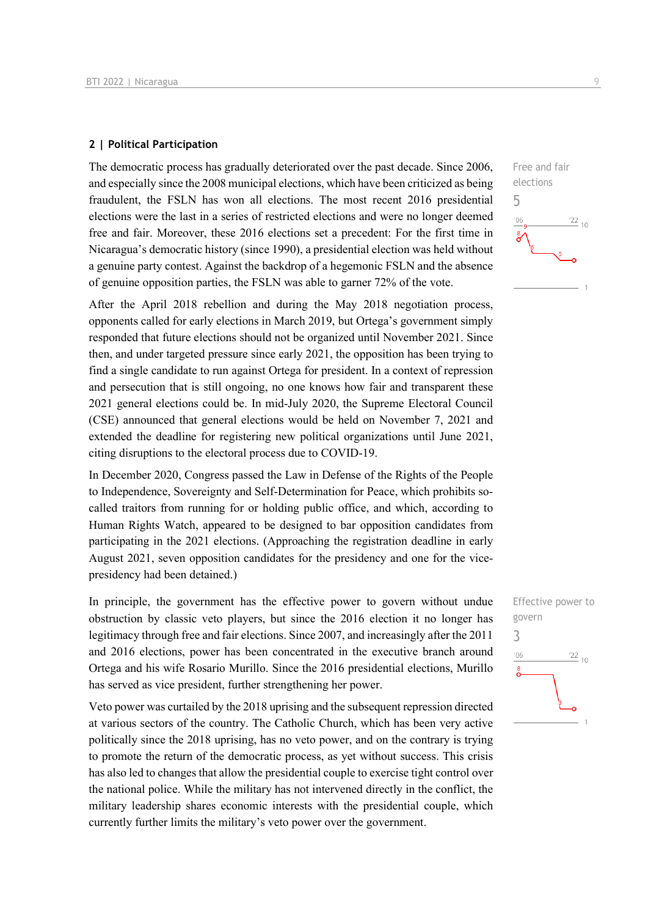## 2 | Political Participation

Free and fair elections
5

The democratic process has gradually deteriorated over the past decade. Since 2006, and especially since the 2008 municipal elections, which have been criticized as being fraudulent, the FSLN has won all elections. The most recent 2016 presidential elections were the last in a series of restricted elections and were no longer deemed free and fair. Moreover, these 2016 elections set a precedent: For the first time in Nicaragua's democratic history (since 1990), a presidential election was held without a genuine party contest. Against the backdrop of a hegemonic FSLN and the absence of genuine opposition parties, the FSLN was able to garner 72% of the vote.

After the April 2018 rebellion and during the May 2018 negotiation process, opponents called for early elections in March 2019, but Ortega's government simply responded that future elections should not be organized until November 2021. Since then, and under targeted pressure since early 2021, the opposition has been trying to find a single candidate to run against Ortega for president. In a context of repression and persecution that is still ongoing, no one knows how fair and transparent these 2021 general elections could be. In mid-July 2020, the Supreme Electoral Council (CSE) announced that general elections would be held on November 7, 2021 and extended the deadline for registering new political organizations until June 2021, citing disruptions to the electoral process due to COVID-19.

In December 2020, Congress passed the Law in Defense of the Rights of the People to Independence, Sovereignty and Self-Determination for Peace, which prohibits so-called traitors from running for or holding public office, and which, according to Human Rights Watch, appeared to be designed to bar opposition candidates from participating in the 2021 elections. (Approaching the registration deadline in early August 2021, seven opposition candidates for the presidency and one for the vice-presidency had been detained.)

Effective power to govern
3

In principle, the government has the effective power to govern without undue obstruction by classic veto players, but since the 2016 election it no longer has legitimacy through free and fair elections. Since 2007, and increasingly after the 2011 and 2016 elections, power has been concentrated in the executive branch around Ortega and his wife Rosario Murillo. Since the 2016 presidential elections, Murillo has served as vice president, further strengthening her power.

Veto power was curtailed by the 2018 uprising and the subsequent repression directed at various sectors of the country. The Catholic Church, which has been very active politically since the 2018 uprising, has no veto power, and on the contrary is trying to promote the return of the democratic process, as yet without success. This crisis has also led to changes that allow the presidential couple to exercise tight control over the national police. While the military has not intervened directly in the conflict, the military leadership shares economic interests with the presidential couple, which currently further limits the military's veto power over the government.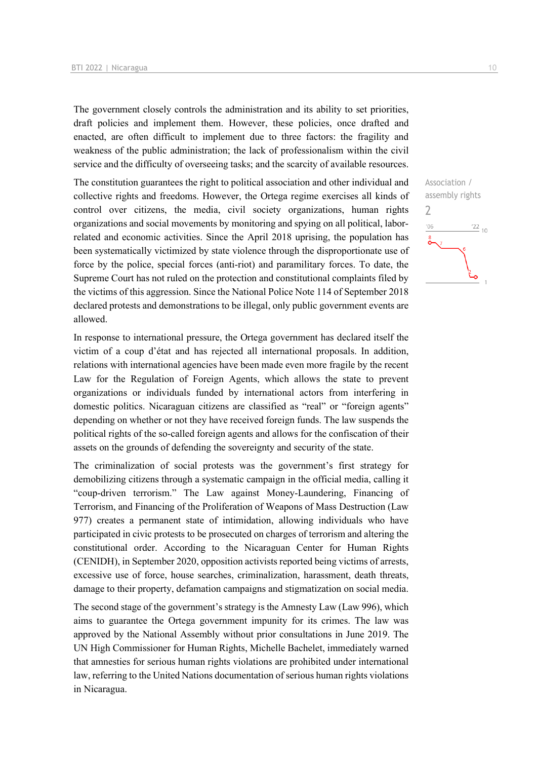The government closely controls the administration and its ability to set priorities, draft policies and implement them. However, these policies, once drafted and enacted, are often difficult to implement due to three factors: the fragility and weakness of the public administration; the lack of professionalism within the civil service and the difficulty of overseeing tasks; and the scarcity of available resources.

Association / assembly rights

2

The constitution guarantees the right to political association and other individual and collective rights and freedoms. However, the Ortega regime exercises all kinds of control over citizens, the media, civil society organizations, human rights organizations and social movements by monitoring and spying on all political, labor-related and economic activities. Since the April 2018 uprising, the population has been systematically victimized by state violence through the disproportionate use of force by the police, special forces (anti-riot) and paramilitary forces. To date, the Supreme Court has not ruled on the protection and constitutional complaints filed by the victims of this aggression. Since the National Police Note 114 of September 2018 declared protests and demonstrations to be illegal, only public government events are allowed.

In response to international pressure, the Ortega government has declared itself the victim of a coup d'état and has rejected all international proposals. In addition, relations with international agencies have been made even more fragile by the recent Law for the Regulation of Foreign Agents, which allows the state to prevent organizations or individuals funded by international actors from interfering in domestic politics. Nicaraguan citizens are classified as "real" or "foreign agents" depending on whether or not they have received foreign funds. The law suspends the political rights of the so-called foreign agents and allows for the confiscation of their assets on the grounds of defending the sovereignty and security of the state.

The criminalization of social protests was the government's first strategy for demobilizing citizens through a systematic campaign in the official media, calling it "coup-driven terrorism." The Law against Money-Laundering, Financing of Terrorism, and Financing of the Proliferation of Weapons of Mass Destruction (Law 977) creates a permanent state of intimidation, allowing individuals who have participated in civic protests to be prosecuted on charges of terrorism and altering the constitutional order. According to the Nicaraguan Center for Human Rights (CENIDH), in September 2020, opposition activists reported being victims of arrests, excessive use of force, house searches, criminalization, harassment, death threats, damage to their property, defamation campaigns and stigmatization on social media.

The second stage of the government's strategy is the Amnesty Law (Law 996), which aims to guarantee the Ortega government impunity for its crimes. The law was approved by the National Assembly without prior consultations in June 2019. The UN High Commissioner for Human Rights, Michelle Bachelet, immediately warned that amnesties for serious human rights violations are prohibited under international law, referring to the United Nations documentation of serious human rights violations in Nicaragua.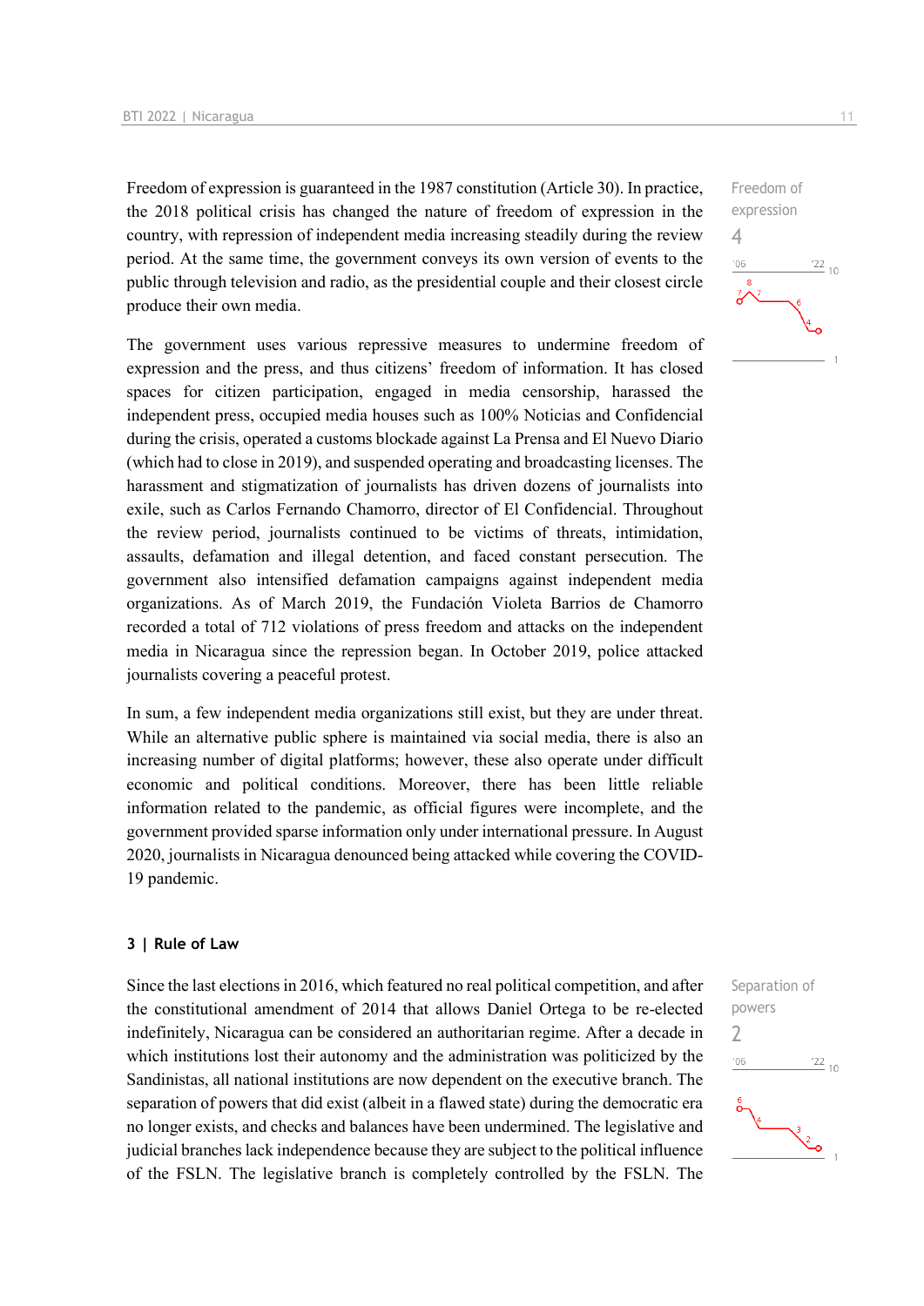Freedom of expression is guaranteed in the 1987 constitution (Article 30). In practice, the 2018 political crisis has changed the nature of freedom of expression in the country, with repression of independent media increasing steadily during the review period. At the same time, the government conveys its own version of events to the public through television and radio, as the presidential couple and their closest circle produce their own media.

Freedom of expression
4

The government uses various repressive measures to undermine freedom of expression and the press, and thus citizens' freedom of information. It has closed spaces for citizen participation, engaged in media censorship, harassed the independent press, occupied media houses such as 100% Noticias and Confidencial during the crisis, operated a customs blockade against La Prensa and El Nuevo Diario (which had to close in 2019), and suspended operating and broadcasting licenses. The harassment and stigmatization of journalists has driven dozens of journalists into exile, such as Carlos Fernando Chamorro, director of El Confidencial. Throughout the review period, journalists continued to be victims of threats, intimidation, assaults, defamation and illegal detention, and faced constant persecution. The government also intensified defamation campaigns against independent media organizations. As of March 2019, the Fundación Violeta Barrios de Chamorro recorded a total of 712 violations of press freedom and attacks on the independent media in Nicaragua since the repression began. In October 2019, police attacked journalists covering a peaceful protest.

In sum, a few independent media organizations still exist, but they are under threat. While an alternative public sphere is maintained via social media, there is also an increasing number of digital platforms; however, these also operate under difficult economic and political conditions. Moreover, there has been little reliable information related to the pandemic, as official figures were incomplete, and the government provided sparse information only under international pressure. In August 2020, journalists in Nicaragua denounced being attacked while covering the COVID-19 pandemic.

## 3 | Rule of Law

Since the last elections in 2016, which featured no real political competition, and after the constitutional amendment of 2014 that allows Daniel Ortega to be re-elected indefinitely, Nicaragua can be considered an authoritarian regime. After a decade in which institutions lost their autonomy and the administration was politicized by the Sandinistas, all national institutions are now dependent on the executive branch. The separation of powers that did exist (albeit in a flawed state) during the democratic era no longer exists, and checks and balances have been undermined. The legislative and judicial branches lack independence because they are subject to the political influence of the FSLN. The legislative branch is completely controlled by the FSLN. The

Separation of powers
2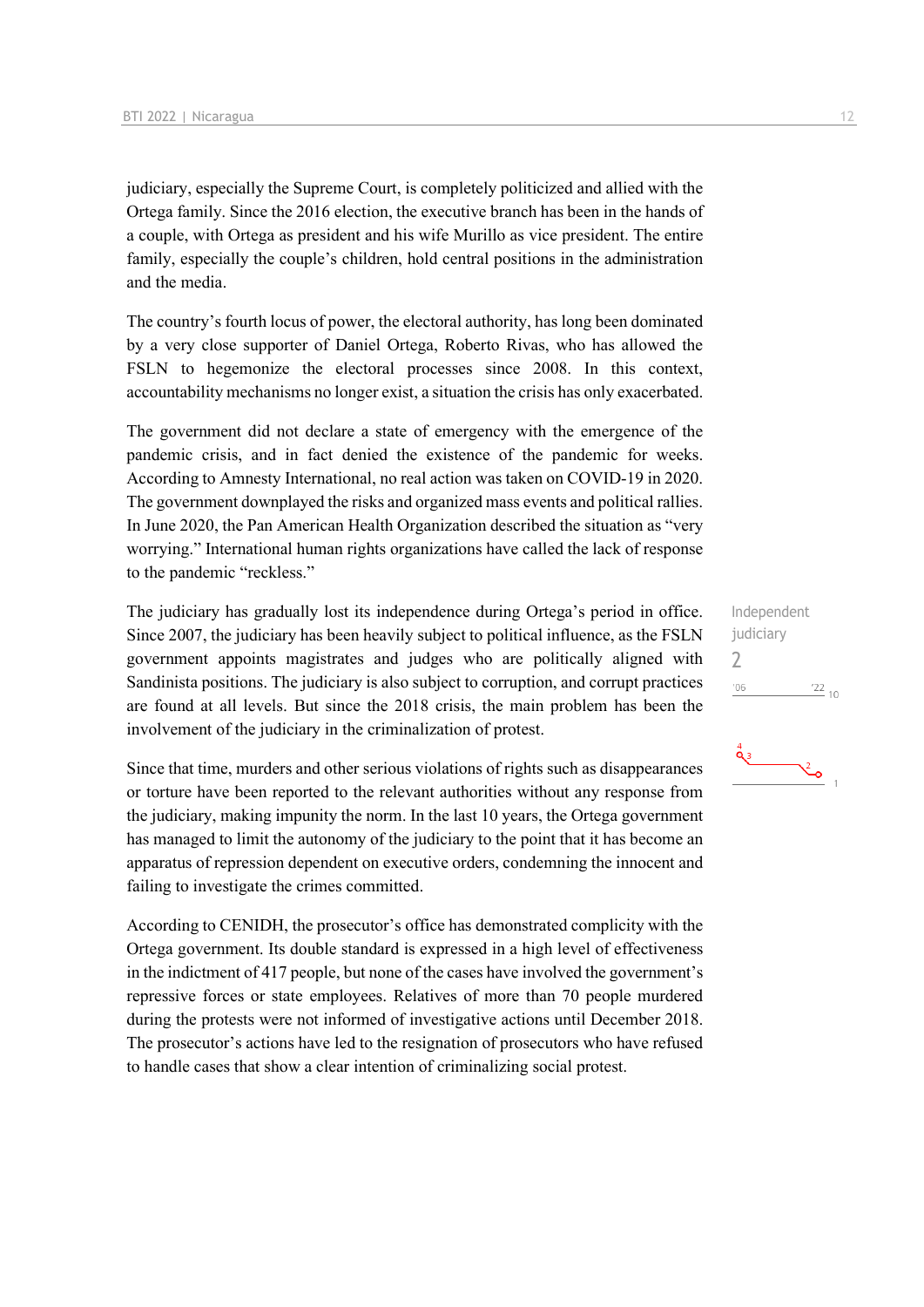judiciary, especially the Supreme Court, is completely politicized and allied with the Ortega family. Since the 2016 election, the executive branch has been in the hands of a couple, with Ortega as president and his wife Murillo as vice president. The entire family, especially the couple's children, hold central positions in the administration and the media.

The country's fourth locus of power, the electoral authority, has long been dominated by a very close supporter of Daniel Ortega, Roberto Rivas, who has allowed the FSLN to hegemonize the electoral processes since 2008. In this context, accountability mechanisms no longer exist, a situation the crisis has only exacerbated.

The government did not declare a state of emergency with the emergence of the pandemic crisis, and in fact denied the existence of the pandemic for weeks. According to Amnesty International, no real action was taken on COVID-19 in 2020. The government downplayed the risks and organized mass events and political rallies. In June 2020, the Pan American Health Organization described the situation as "very worrying." International human rights organizations have called the lack of response to the pandemic "reckless."

Independent judiciary
2

The judiciary has gradually lost its independence during Ortega's period in office. Since 2007, the judiciary has been heavily subject to political influence, as the FSLN government appoints magistrates and judges who are politically aligned with Sandinista positions. The judiciary is also subject to corruption, and corrupt practices are found at all levels. But since the 2018 crisis, the main problem has been the involvement of the judiciary in the criminalization of protest.

Since that time, murders and other serious violations of rights such as disappearances or torture have been reported to the relevant authorities without any response from the judiciary, making impunity the norm. In the last 10 years, the Ortega government has managed to limit the autonomy of the judiciary to the point that it has become an apparatus of repression dependent on executive orders, condemning the innocent and failing to investigate the crimes committed.

According to CENIDH, the prosecutor's office has demonstrated complicity with the Ortega government. Its double standard is expressed in a high level of effectiveness in the indictment of 417 people, but none of the cases have involved the government's repressive forces or state employees. Relatives of more than 70 people murdered during the protests were not informed of investigative actions until December 2018. The prosecutor's actions have led to the resignation of prosecutors who have refused to handle cases that show a clear intention of criminalizing social protest.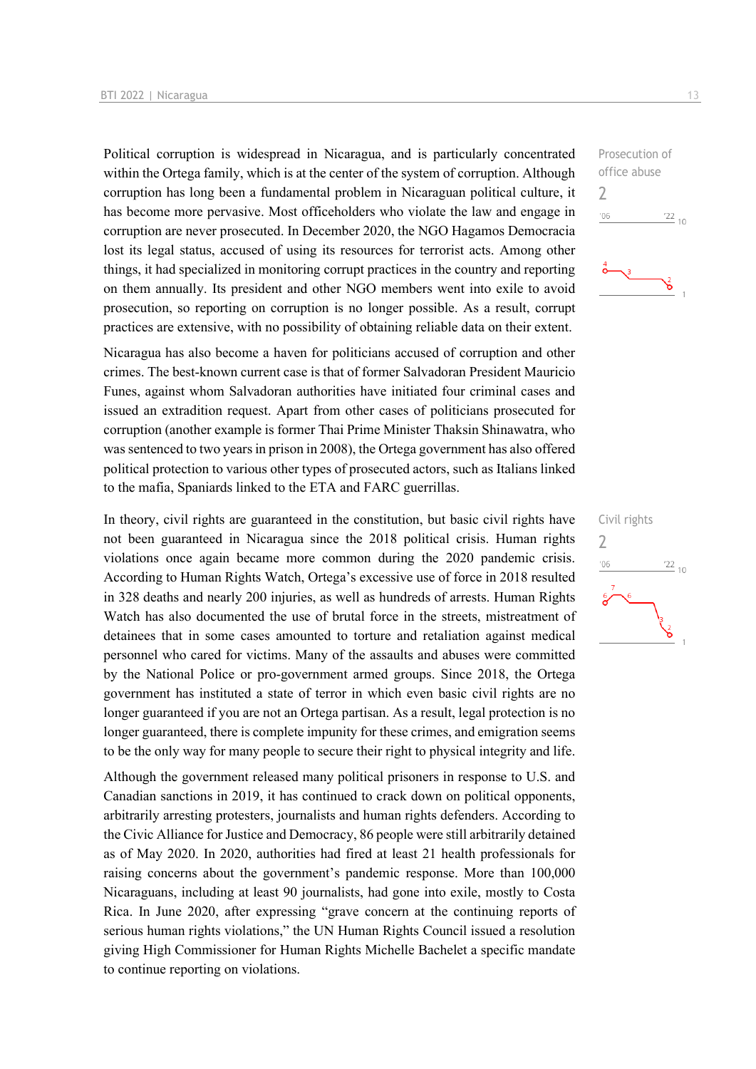Political corruption is widespread in Nicaragua, and is particularly concentrated within the Ortega family, which is at the center of the system of corruption. Although corruption has long been a fundamental problem in Nicaraguan political culture, it has become more pervasive. Most officeholders who violate the law and engage in corruption are never prosecuted. In December 2020, the NGO Hagamos Democracia lost its legal status, accused of using its resources for terrorist acts. Among other things, it had specialized in monitoring corrupt practices in the country and reporting on them annually. Its president and other NGO members went into exile to avoid prosecution, so reporting on corruption is no longer possible. As a result, corrupt practices are extensive, with no possibility of obtaining reliable data on their extent.

Prosecution of office abuse
2

Nicaragua has also become a haven for politicians accused of corruption and other crimes. The best-known current case is that of former Salvadoran President Mauricio Funes, against whom Salvadoran authorities have initiated four criminal cases and issued an extradition request. Apart from other cases of politicians prosecuted for corruption (another example is former Thai Prime Minister Thaksin Shinawatra, who was sentenced to two years in prison in 2008), the Ortega government has also offered political protection to various other types of prosecuted actors, such as Italians linked to the mafia, Spaniards linked to the ETA and FARC guerrillas.

In theory, civil rights are guaranteed in the constitution, but basic civil rights have not been guaranteed in Nicaragua since the 2018 political crisis. Human rights violations once again became more common during the 2020 pandemic crisis. According to Human Rights Watch, Ortega's excessive use of force in 2018 resulted in 328 deaths and nearly 200 injuries, as well as hundreds of arrests. Human Rights Watch has also documented the use of brutal force in the streets, mistreatment of detainees that in some cases amounted to torture and retaliation against medical personnel who cared for victims. Many of the assaults and abuses were committed by the National Police or pro-government armed groups. Since 2018, the Ortega government has instituted a state of terror in which even basic civil rights are no longer guaranteed if you are not an Ortega partisan. As a result, legal protection is no longer guaranteed, there is complete impunity for these crimes, and emigration seems to be the only way for many people to secure their right to physical integrity and life.

Civil rights
2

Although the government released many political prisoners in response to U.S. and Canadian sanctions in 2019, it has continued to crack down on political opponents, arbitrarily arresting protesters, journalists and human rights defenders. According to the Civic Alliance for Justice and Democracy, 86 people were still arbitrarily detained as of May 2020. In 2020, authorities had fired at least 21 health professionals for raising concerns about the government's pandemic response. More than 100,000 Nicaraguans, including at least 90 journalists, had gone into exile, mostly to Costa Rica. In June 2020, after expressing "grave concern at the continuing reports of serious human rights violations," the UN Human Rights Council issued a resolution giving High Commissioner for Human Rights Michelle Bachelet a specific mandate to continue reporting on violations.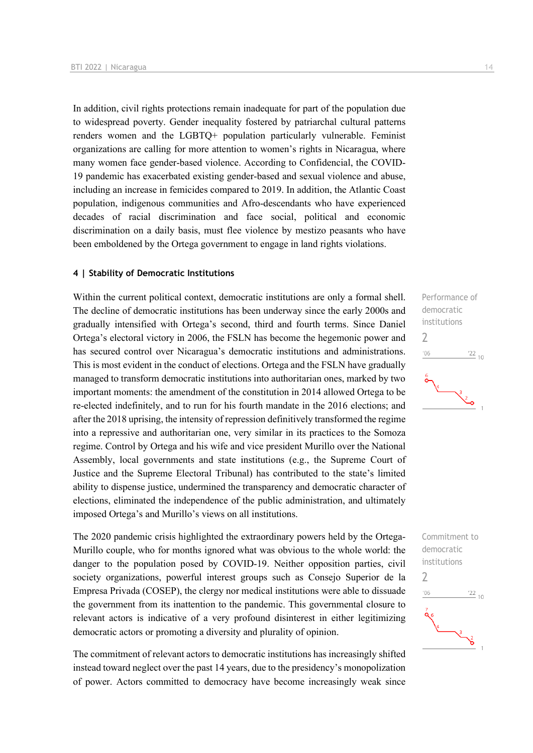In addition, civil rights protections remain inadequate for part of the population due to widespread poverty. Gender inequality fostered by patriarchal cultural patterns renders women and the LGBTQ+ population particularly vulnerable. Feminist organizations are calling for more attention to women's rights in Nicaragua, where many women face gender-based violence. According to Confidencial, the COVID-19 pandemic has exacerbated existing gender-based and sexual violence and abuse, including an increase in femicides compared to 2019. In addition, the Atlantic Coast population, indigenous communities and Afro-descendants who have experienced decades of racial discrimination and face social, political and economic discrimination on a daily basis, must flee violence by mestizo peasants who have been emboldened by the Ortega government to engage in land rights violations.

#### 4 | Stability of Democratic Institutions

Performance of democratic institutions
2

Within the current political context, democratic institutions are only a formal shell. The decline of democratic institutions has been underway since the early 2000s and gradually intensified with Ortega's second, third and fourth terms. Since Daniel Ortega's electoral victory in 2006, the FSLN has become the hegemonic power and has secured control over Nicaragua's democratic institutions and administrations. This is most evident in the conduct of elections. Ortega and the FSLN have gradually managed to transform democratic institutions into authoritarian ones, marked by two important moments: the amendment of the constitution in 2014 allowed Ortega to be re-elected indefinitely, and to run for his fourth mandate in the 2016 elections; and after the 2018 uprising, the intensity of repression definitively transformed the regime into a repressive and authoritarian one, very similar in its practices to the Somoza regime. Control by Ortega and his wife and vice president Murillo over the National Assembly, local governments and state institutions (e.g., the Supreme Court of Justice and the Supreme Electoral Tribunal) has contributed to the state's limited ability to dispense justice, undermined the transparency and democratic character of elections, eliminated the independence of the public administration, and ultimately imposed Ortega's and Murillo's views on all institutions.

Commitment to democratic institutions
2

The 2020 pandemic crisis highlighted the extraordinary powers held by the Ortega-Murillo couple, who for months ignored what was obvious to the whole world: the danger to the population posed by COVID-19. Neither opposition parties, civil society organizations, powerful interest groups such as Consejo Superior de la Empresa Privada (COSEP), the clergy nor medical institutions were able to dissuade the government from its inattention to the pandemic. This governmental closure to relevant actors is indicative of a very profound disinterest in either legitimizing democratic actors or promoting a diversity and plurality of opinion.

The commitment of relevant actors to democratic institutions has increasingly shifted instead toward neglect over the past 14 years, due to the presidency's monopolization of power. Actors committed to democracy have become increasingly weak since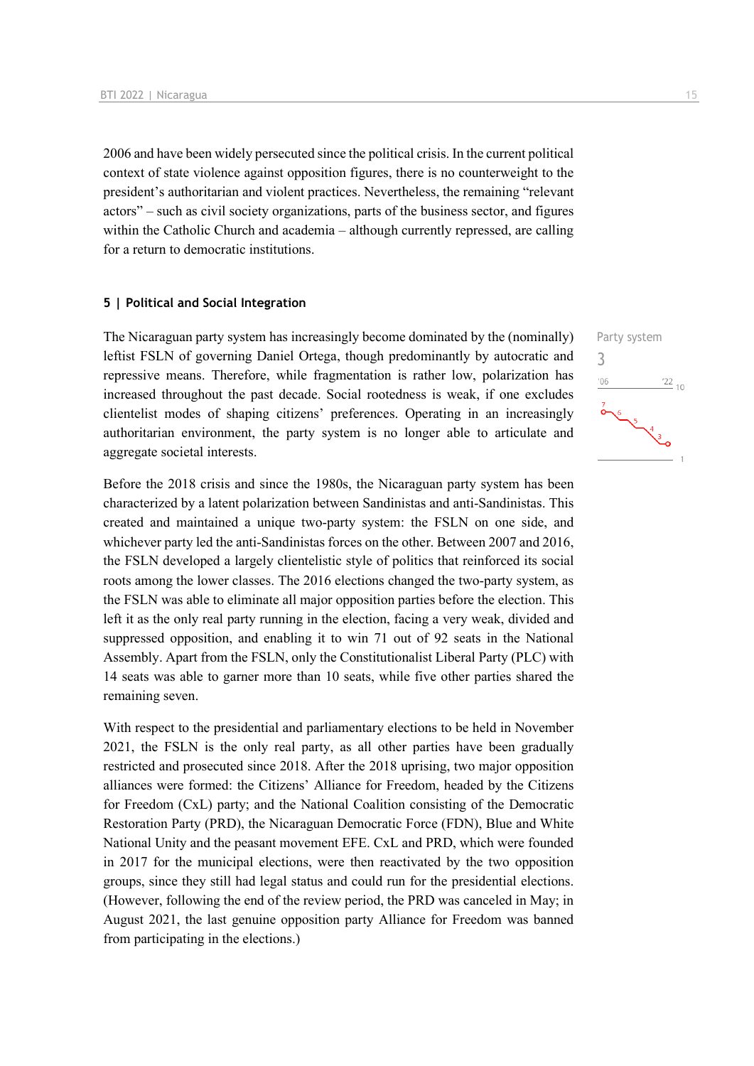2006 and have been widely persecuted since the political crisis. In the current political context of state violence against opposition figures, there is no counterweight to the president's authoritarian and violent practices. Nevertheless, the remaining "relevant actors" – such as civil society organizations, parts of the business sector, and figures within the Catholic Church and academia – although currently repressed, are calling for a return to democratic institutions.

### 5 | Political and Social Integration

Party system
3

The Nicaraguan party system has increasingly become dominated by the (nominally) leftist FSLN of governing Daniel Ortega, though predominantly by autocratic and repressive means. Therefore, while fragmentation is rather low, polarization has increased throughout the past decade. Social rootedness is weak, if one excludes clientelist modes of shaping citizens' preferences. Operating in an increasingly authoritarian environment, the party system is no longer able to articulate and aggregate societal interests.

Before the 2018 crisis and since the 1980s, the Nicaraguan party system has been characterized by a latent polarization between Sandinistas and anti-Sandinistas. This created and maintained a unique two-party system: the FSLN on one side, and whichever party led the anti-Sandinistas forces on the other. Between 2007 and 2016, the FSLN developed a largely clientelistic style of politics that reinforced its social roots among the lower classes. The 2016 elections changed the two-party system, as the FSLN was able to eliminate all major opposition parties before the election. This left it as the only real party running in the election, facing a very weak, divided and suppressed opposition, and enabling it to win 71 out of 92 seats in the National Assembly. Apart from the FSLN, only the Constitutionalist Liberal Party (PLC) with 14 seats was able to garner more than 10 seats, while five other parties shared the remaining seven.

With respect to the presidential and parliamentary elections to be held in November 2021, the FSLN is the only real party, as all other parties have been gradually restricted and prosecuted since 2018. After the 2018 uprising, two major opposition alliances were formed: the Citizens' Alliance for Freedom, headed by the Citizens for Freedom (CxL) party; and the National Coalition consisting of the Democratic Restoration Party (PRD), the Nicaraguan Democratic Force (FDN), Blue and White National Unity and the peasant movement EFE. CxL and PRD, which were founded in 2017 for the municipal elections, were then reactivated by the two opposition groups, since they still had legal status and could run for the presidential elections. (However, following the end of the review period, the PRD was canceled in May; in August 2021, the last genuine opposition party Alliance for Freedom was banned from participating in the elections.)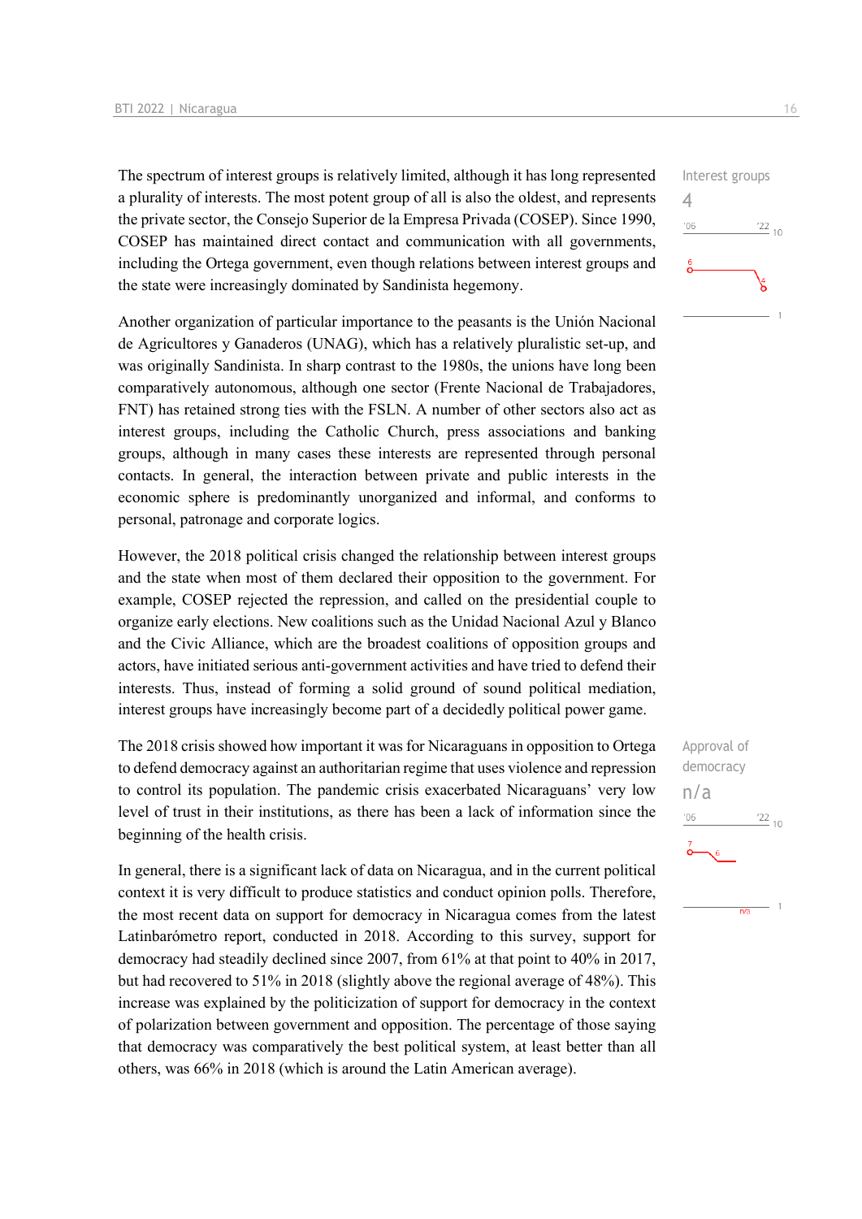The spectrum of interest groups is relatively limited, although it has long represented a plurality of interests. The most potent group of all is also the oldest, and represents the private sector, the Consejo Superior de la Empresa Privada (COSEP). Since 1990, COSEP has maintained direct contact and communication with all governments, including the Ortega government, even though relations between interest groups and the state were increasingly dominated by Sandinista hegemony.

Interest groups
4

Another organization of particular importance to the peasants is the Unión Nacional de Agricultores y Ganaderos (UNAG), which has a relatively pluralistic set-up, and was originally Sandinista. In sharp contrast to the 1980s, the unions have long been comparatively autonomous, although one sector (Frente Nacional de Trabajadores, FNT) has retained strong ties with the FSLN. A number of other sectors also act as interest groups, including the Catholic Church, press associations and banking groups, although in many cases these interests are represented through personal contacts. In general, the interaction between private and public interests in the economic sphere is predominantly unorganized and informal, and conforms to personal, patronage and corporate logics.

However, the 2018 political crisis changed the relationship between interest groups and the state when most of them declared their opposition to the government. For example, COSEP rejected the repression, and called on the presidential couple to organize early elections. New coalitions such as the Unidad Nacional Azul y Blanco and the Civic Alliance, which are the broadest coalitions of opposition groups and actors, have initiated serious anti-government activities and have tried to defend their interests. Thus, instead of forming a solid ground of sound political mediation, interest groups have increasingly become part of a decidedly political power game.

The 2018 crisis showed how important it was for Nicaraguans in opposition to Ortega to defend democracy against an authoritarian regime that uses violence and repression to control its population. The pandemic crisis exacerbated Nicaraguans' very low level of trust in their institutions, as there has been a lack of information since the beginning of the health crisis.

Approval of democracy
n/a

In general, there is a significant lack of data on Nicaragua, and in the current political context it is very difficult to produce statistics and conduct opinion polls. Therefore, the most recent data on support for democracy in Nicaragua comes from the latest Latinbarómetro report, conducted in 2018. According to this survey, support for democracy had steadily declined since 2007, from 61% at that point to 40% in 2017, but had recovered to 51% in 2018 (slightly above the regional average of 48%). This increase was explained by the politicization of support for democracy in the context of polarization between government and opposition. The percentage of those saying that democracy was comparatively the best political system, at least better than all others, was 66% in 2018 (which is around the Latin American average).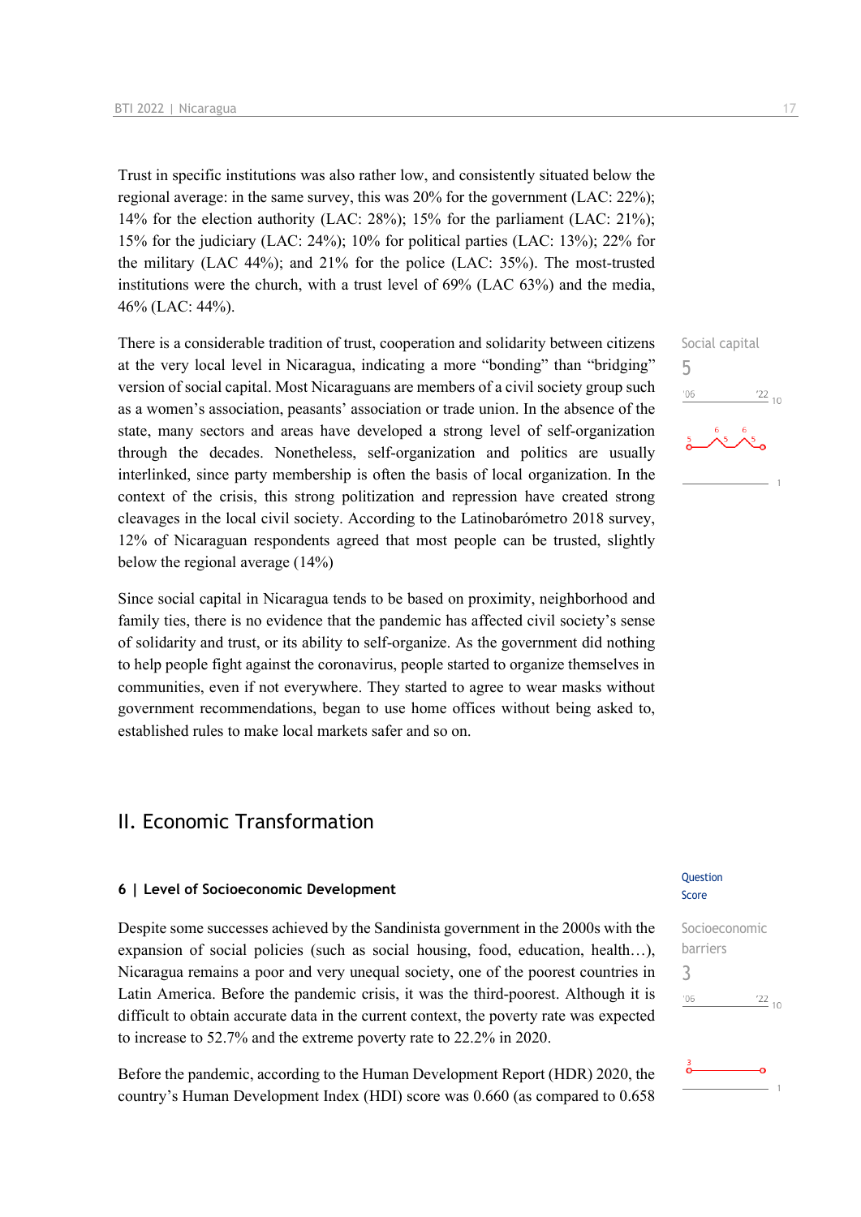Trust in specific institutions was also rather low, and consistently situated below the regional average: in the same survey, this was 20% for the government (LAC: 22%); 14% for the election authority (LAC: 28%); 15% for the parliament (LAC: 21%); 15% for the judiciary (LAC: 24%); 10% for political parties (LAC: 13%); 22% for the military (LAC 44%); and 21% for the police (LAC: 35%). The most-trusted institutions were the church, with a trust level of 69% (LAC 63%) and the media, 46% (LAC: 44%).

Social capital
5

There is a considerable tradition of trust, cooperation and solidarity between citizens at the very local level in Nicaragua, indicating a more "bonding" than "bridging" version of social capital. Most Nicaraguans are members of a civil society group such as a women's association, peasants' association or trade union. In the absence of the state, many sectors and areas have developed a strong level of self-organization through the decades. Nonetheless, self-organization and politics are usually interlinked, since party membership is often the basis of local organization. In the context of the crisis, this strong politization and repression have created strong cleavages in the local civil society. According to the Latinobarómetro 2018 survey, 12% of Nicaraguan respondents agreed that most people can be trusted, slightly below the regional average (14%)

Since social capital in Nicaragua tends to be based on proximity, neighborhood and family ties, there is no evidence that the pandemic has affected civil society's sense of solidarity and trust, or its ability to self-organize. As the government did nothing to help people fight against the coronavirus, people started to organize themselves in communities, even if not everywhere. They started to agree to wear masks without government recommendations, began to use home offices without being asked to, established rules to make local markets safer and so on.

# II. Economic Transformation

## 6 | Level of Socioeconomic Development

Question Score

Socioeconomic barriers
3

Despite some successes achieved by the Sandinista government in the 2000s with the expansion of social policies (such as social housing, food, education, health…), Nicaragua remains a poor and very unequal society, one of the poorest countries in Latin America. Before the pandemic crisis, it was the third-poorest. Although it is difficult to obtain accurate data in the current context, the poverty rate was expected to increase to 52.7% and the extreme poverty rate to 22.2% in 2020.

Before the pandemic, according to the Human Development Report (HDR) 2020, the country's Human Development Index (HDI) score was 0.660 (as compared to 0.658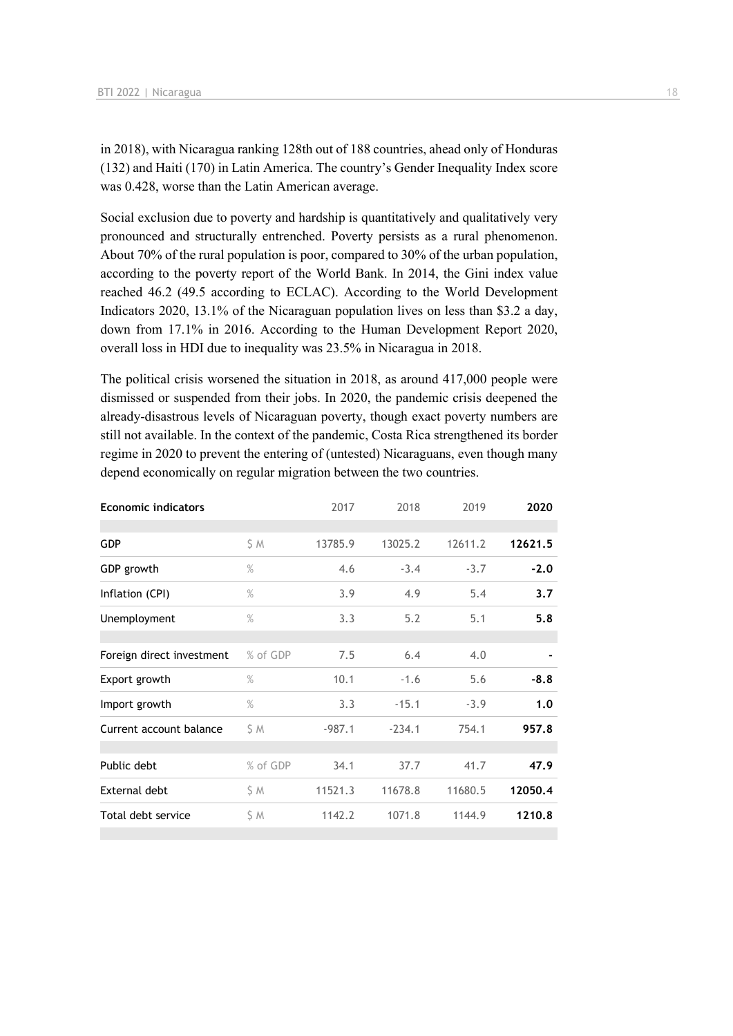in 2018), with Nicaragua ranking 128th out of 188 countries, ahead only of Honduras (132) and Haiti (170) in Latin America. The country's Gender Inequality Index score was 0.428, worse than the Latin American average.

Social exclusion due to poverty and hardship is quantitatively and qualitatively very pronounced and structurally entrenched. Poverty persists as a rural phenomenon. About 70% of the rural population is poor, compared to 30% of the urban population, according to the poverty report of the World Bank. In 2014, the Gini index value reached 46.2 (49.5 according to ECLAC). According to the World Development Indicators 2020, 13.1% of the Nicaraguan population lives on less than $3.2 a day, down from 17.1% in 2016. According to the Human Development Report 2020, overall loss in HDI due to inequality was 23.5% in Nicaragua in 2018.

The political crisis worsened the situation in 2018, as around 417,000 people were dismissed or suspended from their jobs. In 2020, the pandemic crisis deepened the already-disastrous levels of Nicaraguan poverty, though exact poverty numbers are still not available. In the context of the pandemic, Costa Rica strengthened its border regime in 2020 to prevent the entering of (untested) Nicaraguans, even though many depend economically on regular migration between the two countries.

| **Economic indicators** | | 2017 | 2018 | 2019 | **2020** |
|---|---|---|---|---|---|
| GDP | $ M | 13785.9 | 13025.2 | 12611.2 | **12621.5** |
| GDP growth | % | 4.6 | -3.4 | -3.7 | **-2.0** |
| Inflation (CPI) | % | 3.9 | 4.9 | 5.4 | **3.7** |
| Unemployment | % | 3.3 | 5.2 | 5.1 | **5.8** |
| Foreign direct investment | % of GDP | 7.5 | 6.4 | 4.0 | - |
| Export growth | % | 10.1 | -1.6 | 5.6 | **-8.8** |
| Import growth | % | 3.3 | -15.1 | -3.9 | **1.0** |
| Current account balance | $ M | -987.1 | -234.1 | 754.1 | **957.8** |
| Public debt | % of GDP | 34.1 | 37.7 | 41.7 | **47.9** |
| External debt | $ M | 11521.3 | 11678.8 | 11680.5 | **12050.4** |
| Total debt service | $ M | 1142.2 | 1071.8 | 1144.9 | **1210.8** |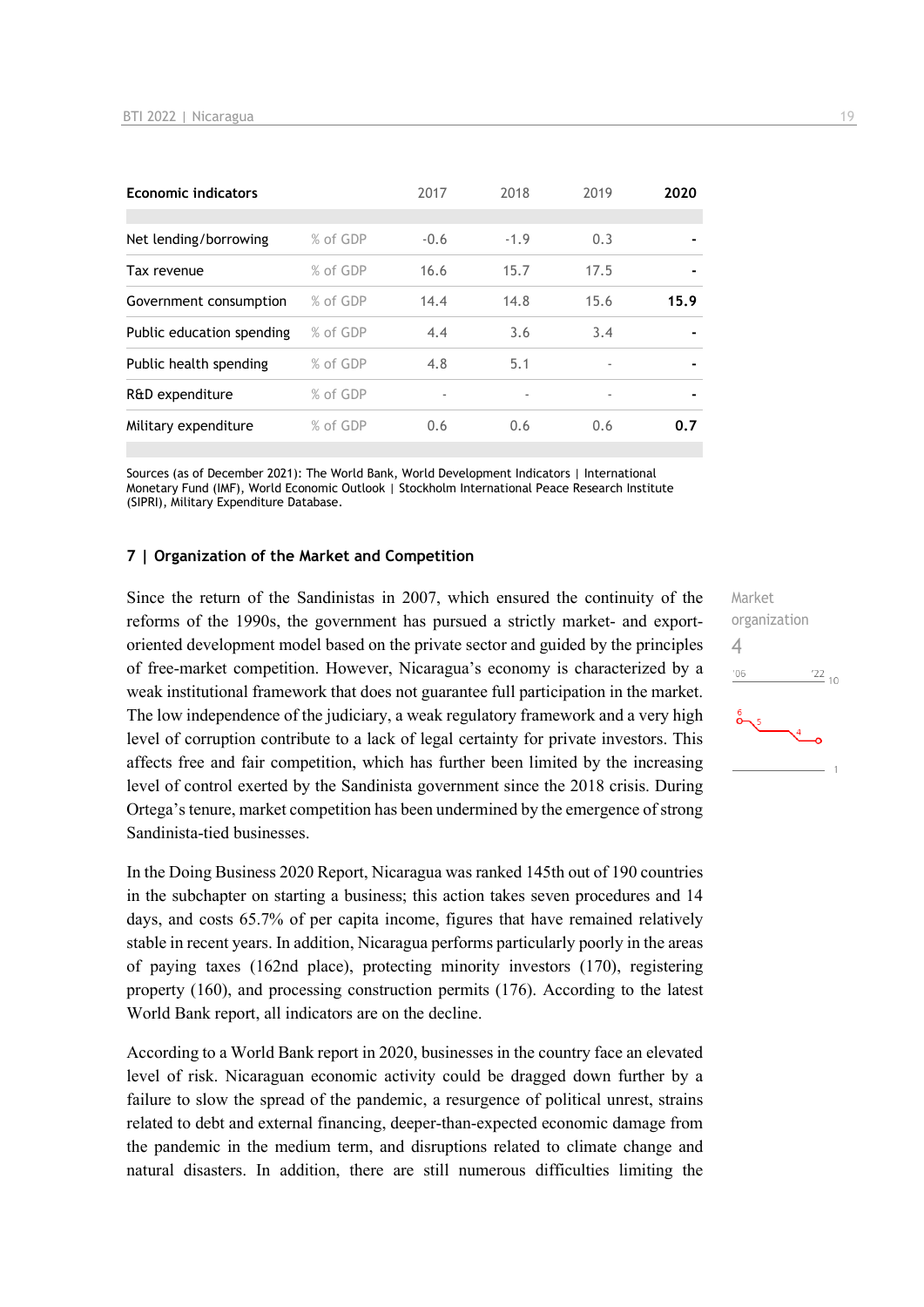| Economic indicators | | 2017 | 2018 | 2019 | 2020 |
|---|---|---|---|---|---|
| Net lending/borrowing | % of GDP | -0.6 | -1.9 | 0.3 | - |
| Tax revenue | % of GDP | 16.6 | 15.7 | 17.5 | - |
| Government consumption | % of GDP | 14.4 | 14.8 | 15.6 | 15.9 |
| Public education spending | % of GDP | 4.4 | 3.6 | 3.4 | - |
| Public health spending | % of GDP | 4.8 | 5.1 | - | - |
| R&D expenditure | % of GDP | - | - | - | - |
| Military expenditure | % of GDP | 0.6 | 0.6 | 0.6 | 0.7 |

Sources (as of December 2021): The World Bank, World Development Indicators | International Monetary Fund (IMF), World Economic Outlook | Stockholm International Peace Research Institute (SIPRI), Military Expenditure Database.

## 7 | Organization of the Market and Competition

Market organization
4

Since the return of the Sandinistas in 2007, which ensured the continuity of the reforms of the 1990s, the government has pursued a strictly market- and export-oriented development model based on the private sector and guided by the principles of free-market competition. However, Nicaragua's economy is characterized by a weak institutional framework that does not guarantee full participation in the market. The low independence of the judiciary, a weak regulatory framework and a very high level of corruption contribute to a lack of legal certainty for private investors. This affects free and fair competition, which has further been limited by the increasing level of control exerted by the Sandinista government since the 2018 crisis. During Ortega's tenure, market competition has been undermined by the emergence of strong Sandinista-tied businesses.

In the Doing Business 2020 Report, Nicaragua was ranked 145th out of 190 countries in the subchapter on starting a business; this action takes seven procedures and 14 days, and costs 65.7% of per capita income, figures that have remained relatively stable in recent years. In addition, Nicaragua performs particularly poorly in the areas of paying taxes (162nd place), protecting minority investors (170), registering property (160), and processing construction permits (176). According to the latest World Bank report, all indicators are on the decline.

According to a World Bank report in 2020, businesses in the country face an elevated level of risk. Nicaraguan economic activity could be dragged down further by a failure to slow the spread of the pandemic, a resurgence of political unrest, strains related to debt and external financing, deeper-than-expected economic damage from the pandemic in the medium term, and disruptions related to climate change and natural disasters. In addition, there are still numerous difficulties limiting the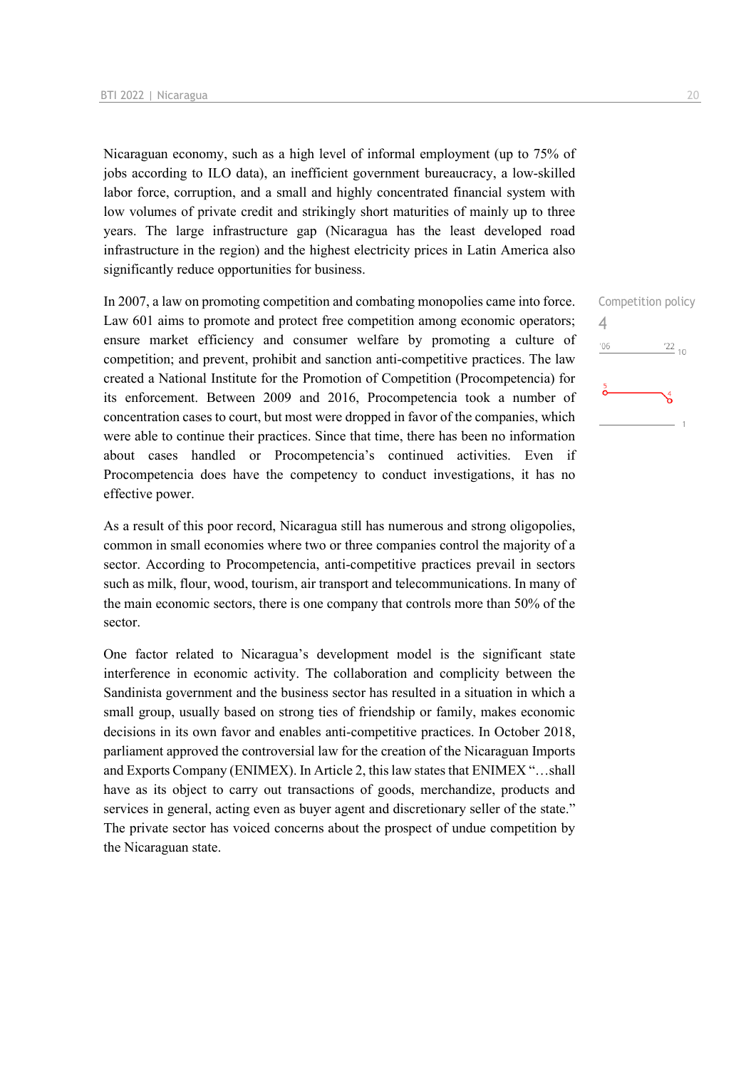Nicaraguan economy, such as a high level of informal employment (up to 75% of jobs according to ILO data), an inefficient government bureaucracy, a low-skilled labor force, corruption, and a small and highly concentrated financial system with low volumes of private credit and strikingly short maturities of mainly up to three years. The large infrastructure gap (Nicaragua has the least developed road infrastructure in the region) and the highest electricity prices in Latin America also significantly reduce opportunities for business.

Competition policy
4

In 2007, a law on promoting competition and combating monopolies came into force. Law 601 aims to promote and protect free competition among economic operators; ensure market efficiency and consumer welfare by promoting a culture of competition; and prevent, prohibit and sanction anti-competitive practices. The law created a National Institute for the Promotion of Competition (Procompetencia) for its enforcement. Between 2009 and 2016, Procompetencia took a number of concentration cases to court, but most were dropped in favor of the companies, which were able to continue their practices. Since that time, there has been no information about cases handled or Procompetencia's continued activities. Even if Procompetencia does have the competency to conduct investigations, it has no effective power.

As a result of this poor record, Nicaragua still has numerous and strong oligopolies, common in small economies where two or three companies control the majority of a sector. According to Procompetencia, anti-competitive practices prevail in sectors such as milk, flour, wood, tourism, air transport and telecommunications. In many of the main economic sectors, there is one company that controls more than 50% of the sector.

One factor related to Nicaragua's development model is the significant state interference in economic activity. The collaboration and complicity between the Sandinista government and the business sector has resulted in a situation in which a small group, usually based on strong ties of friendship or family, makes economic decisions in its own favor and enables anti-competitive practices. In October 2018, parliament approved the controversial law for the creation of the Nicaraguan Imports and Exports Company (ENIMEX). In Article 2, this law states that ENIMEX "…shall have as its object to carry out transactions of goods, merchandize, products and services in general, acting even as buyer agent and discretionary seller of the state." The private sector has voiced concerns about the prospect of undue competition by the Nicaraguan state.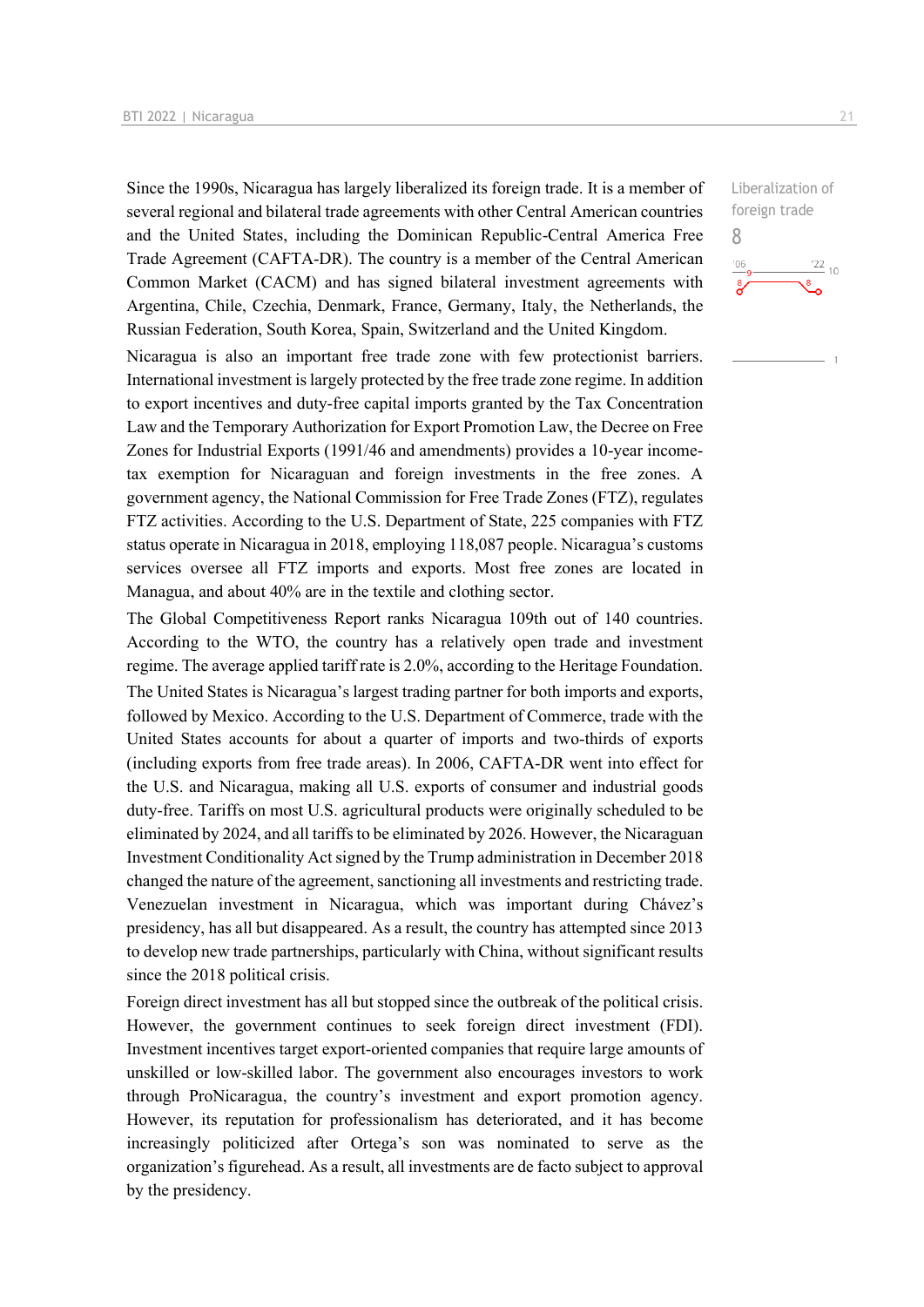Since the 1990s, Nicaragua has largely liberalized its foreign trade. It is a member of several regional and bilateral trade agreements with other Central American countries and the United States, including the Dominican Republic-Central America Free Trade Agreement (CAFTA-DR). The country is a member of the Central American Common Market (CACM) and has signed bilateral investment agreements with Argentina, Chile, Czechia, Denmark, France, Germany, Italy, the Netherlands, the Russian Federation, South Korea, Spain, Switzerland and the United Kingdom.

Liberalization of foreign trade

8

Nicaragua is also an important free trade zone with few protectionist barriers. International investment is largely protected by the free trade zone regime. In addition to export incentives and duty-free capital imports granted by the Tax Concentration Law and the Temporary Authorization for Export Promotion Law, the Decree on Free Zones for Industrial Exports (1991/46 and amendments) provides a 10-year income-tax exemption for Nicaraguan and foreign investments in the free zones. A government agency, the National Commission for Free Trade Zones (FTZ), regulates FTZ activities. According to the U.S. Department of State, 225 companies with FTZ status operate in Nicaragua in 2018, employing 118,087 people. Nicaragua's customs services oversee all FTZ imports and exports. Most free zones are located in Managua, and about 40% are in the textile and clothing sector.

The Global Competitiveness Report ranks Nicaragua 109th out of 140 countries. According to the WTO, the country has a relatively open trade and investment regime. The average applied tariff rate is 2.0%, according to the Heritage Foundation.

The United States is Nicaragua's largest trading partner for both imports and exports, followed by Mexico. According to the U.S. Department of Commerce, trade with the United States accounts for about a quarter of imports and two-thirds of exports (including exports from free trade areas). In 2006, CAFTA-DR went into effect for the U.S. and Nicaragua, making all U.S. exports of consumer and industrial goods duty-free. Tariffs on most U.S. agricultural products were originally scheduled to be eliminated by 2024, and all tariffs to be eliminated by 2026. However, the Nicaraguan Investment Conditionality Act signed by the Trump administration in December 2018 changed the nature of the agreement, sanctioning all investments and restricting trade. Venezuelan investment in Nicaragua, which was important during Chávez's presidency, has all but disappeared. As a result, the country has attempted since 2013 to develop new trade partnerships, particularly with China, without significant results since the 2018 political crisis.

Foreign direct investment has all but stopped since the outbreak of the political crisis. However, the government continues to seek foreign direct investment (FDI). Investment incentives target export-oriented companies that require large amounts of unskilled or low-skilled labor. The government also encourages investors to work through ProNicaragua, the country's investment and export promotion agency. However, its reputation for professionalism has deteriorated, and it has become increasingly politicized after Ortega's son was nominated to serve as the organization's figurehead. As a result, all investments are de facto subject to approval by the presidency.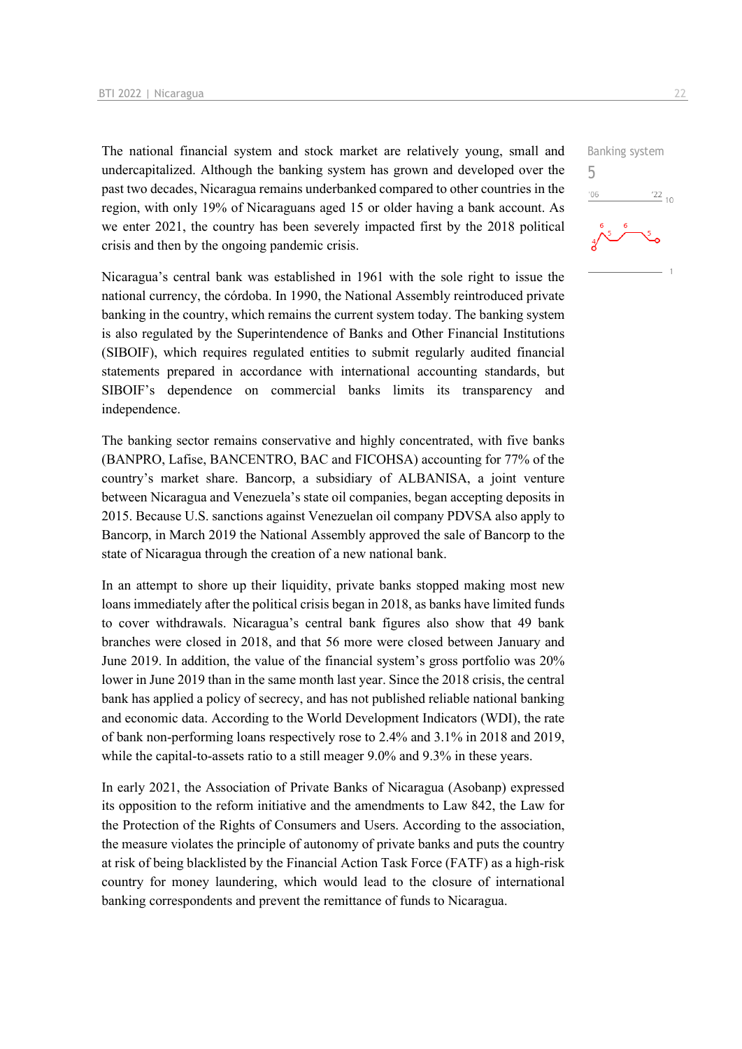The national financial system and stock market are relatively young, small and undercapitalized. Although the banking system has grown and developed over the past two decades, Nicaragua remains underbanked compared to other countries in the region, with only 19% of Nicaraguans aged 15 or older having a bank account. As we enter 2021, the country has been severely impacted first by the 2018 political crisis and then by the ongoing pandemic crisis.

Banking system
5

Nicaragua's central bank was established in 1961 with the sole right to issue the national currency, the córdoba. In 1990, the National Assembly reintroduced private banking in the country, which remains the current system today. The banking system is also regulated by the Superintendence of Banks and Other Financial Institutions (SIBOIF), which requires regulated entities to submit regularly audited financial statements prepared in accordance with international accounting standards, but SIBOIF's dependence on commercial banks limits its transparency and independence.

The banking sector remains conservative and highly concentrated, with five banks (BANPRO, Lafise, BANCENTRO, BAC and FICOHSA) accounting for 77% of the country's market share. Bancorp, a subsidiary of ALBANISA, a joint venture between Nicaragua and Venezuela's state oil companies, began accepting deposits in 2015. Because U.S. sanctions against Venezuelan oil company PDVSA also apply to Bancorp, in March 2019 the National Assembly approved the sale of Bancorp to the state of Nicaragua through the creation of a new national bank.

In an attempt to shore up their liquidity, private banks stopped making most new loans immediately after the political crisis began in 2018, as banks have limited funds to cover withdrawals. Nicaragua's central bank figures also show that 49 bank branches were closed in 2018, and that 56 more were closed between January and June 2019. In addition, the value of the financial system's gross portfolio was 20% lower in June 2019 than in the same month last year. Since the 2018 crisis, the central bank has applied a policy of secrecy, and has not published reliable national banking and economic data. According to the World Development Indicators (WDI), the rate of bank non-performing loans respectively rose to 2.4% and 3.1% in 2018 and 2019, while the capital-to-assets ratio to a still meager 9.0% and 9.3% in these years.

In early 2021, the Association of Private Banks of Nicaragua (Asobanp) expressed its opposition to the reform initiative and the amendments to Law 842, the Law for the Protection of the Rights of Consumers and Users. According to the association, the measure violates the principle of autonomy of private banks and puts the country at risk of being blacklisted by the Financial Action Task Force (FATF) as a high-risk country for money laundering, which would lead to the closure of international banking correspondents and prevent the remittance of funds to Nicaragua.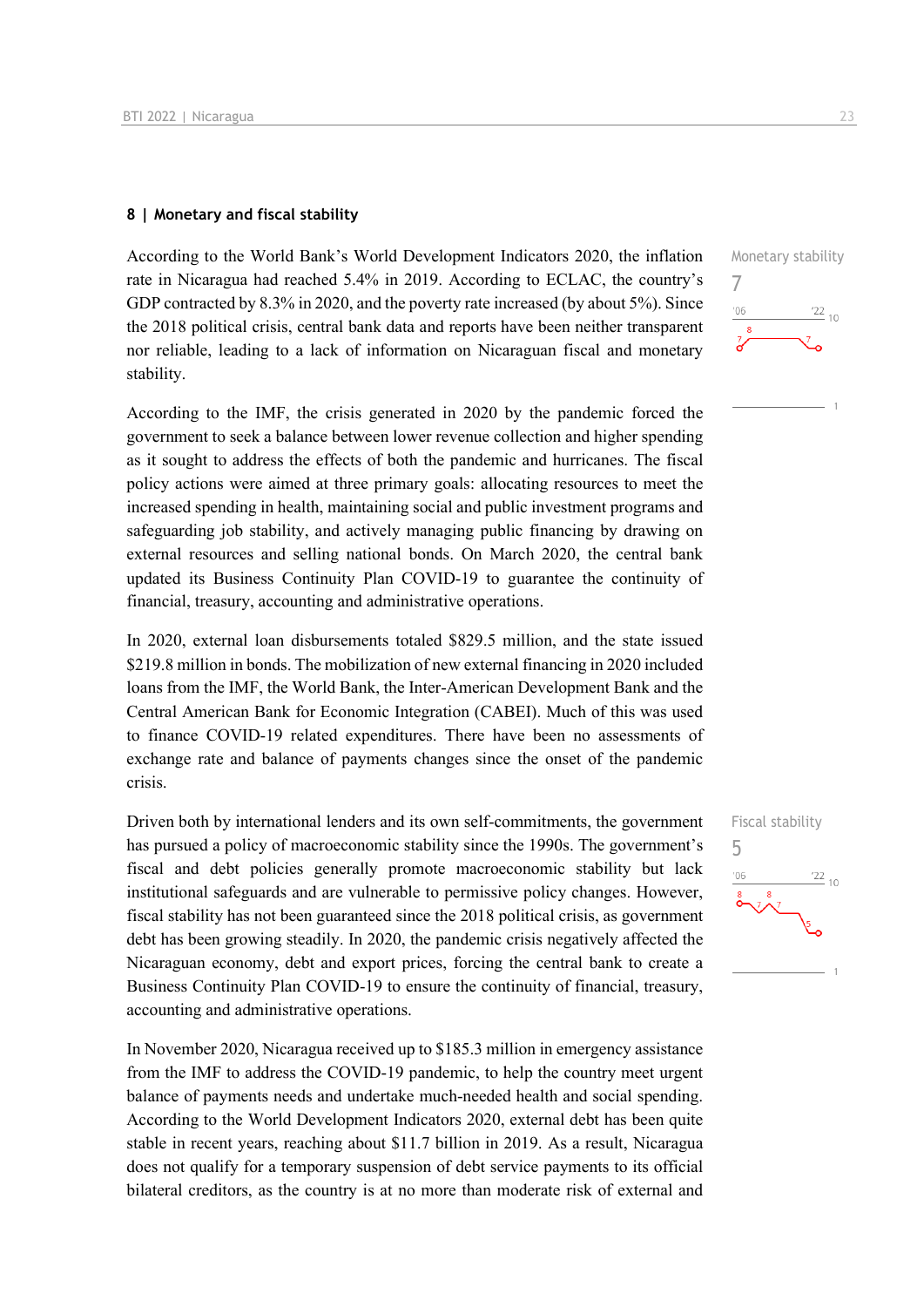## 8 | Monetary and fiscal stability

According to the World Bank's World Development Indicators 2020, the inflation rate in Nicaragua had reached 5.4% in 2019. According to ECLAC, the country's GDP contracted by 8.3% in 2020, and the poverty rate increased (by about 5%). Since the 2018 political crisis, central bank data and reports have been neither transparent nor reliable, leading to a lack of information on Nicaraguan fiscal and monetary stability.

Monetary stability
7

According to the IMF, the crisis generated in 2020 by the pandemic forced the government to seek a balance between lower revenue collection and higher spending as it sought to address the effects of both the pandemic and hurricanes. The fiscal policy actions were aimed at three primary goals: allocating resources to meet the increased spending in health, maintaining social and public investment programs and safeguarding job stability, and actively managing public financing by drawing on external resources and selling national bonds. On March 2020, the central bank updated its Business Continuity Plan COVID-19 to guarantee the continuity of financial, treasury, accounting and administrative operations.

In 2020, external loan disbursements totaled $829.5 million, and the state issued $219.8 million in bonds. The mobilization of new external financing in 2020 included loans from the IMF, the World Bank, the Inter-American Development Bank and the Central American Bank for Economic Integration (CABEI). Much of this was used to finance COVID-19 related expenditures. There have been no assessments of exchange rate and balance of payments changes since the onset of the pandemic crisis.

Driven both by international lenders and its own self-commitments, the government has pursued a policy of macroeconomic stability since the 1990s. The government's fiscal and debt policies generally promote macroeconomic stability but lack institutional safeguards and are vulnerable to permissive policy changes. However, fiscal stability has not been guaranteed since the 2018 political crisis, as government debt has been growing steadily. In 2020, the pandemic crisis negatively affected the Nicaraguan economy, debt and export prices, forcing the central bank to create a Business Continuity Plan COVID-19 to ensure the continuity of financial, treasury, accounting and administrative operations.

Fiscal stability
5

In November 2020, Nicaragua received up to $185.3 million in emergency assistance from the IMF to address the COVID-19 pandemic, to help the country meet urgent balance of payments needs and undertake much-needed health and social spending. According to the World Development Indicators 2020, external debt has been quite stable in recent years, reaching about $11.7 billion in 2019. As a result, Nicaragua does not qualify for a temporary suspension of debt service payments to its official bilateral creditors, as the country is at no more than moderate risk of external and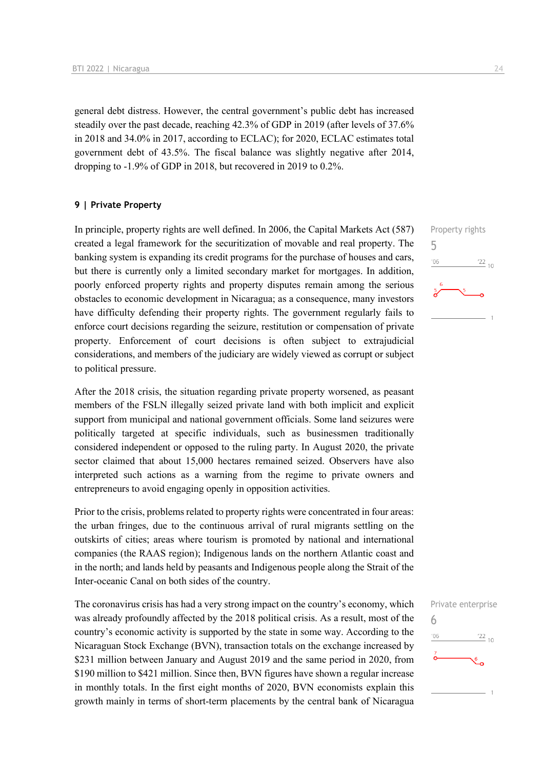general debt distress. However, the central government's public debt has increased steadily over the past decade, reaching 42.3% of GDP in 2019 (after levels of 37.6% in 2018 and 34.0% in 2017, according to ECLAC); for 2020, ECLAC estimates total government debt of 43.5%. The fiscal balance was slightly negative after 2014, dropping to -1.9% of GDP in 2018, but recovered in 2019 to 0.2%.

### 9 | Private Property

Property rights
5

In principle, property rights are well defined. In 2006, the Capital Markets Act (587) created a legal framework for the securitization of movable and real property. The banking system is expanding its credit programs for the purchase of houses and cars, but there is currently only a limited secondary market for mortgages. In addition, poorly enforced property rights and property disputes remain among the serious obstacles to economic development in Nicaragua; as a consequence, many investors have difficulty defending their property rights. The government regularly fails to enforce court decisions regarding the seizure, restitution or compensation of private property. Enforcement of court decisions is often subject to extrajudicial considerations, and members of the judiciary are widely viewed as corrupt or subject to political pressure.

After the 2018 crisis, the situation regarding private property worsened, as peasant members of the FSLN illegally seized private land with both implicit and explicit support from municipal and national government officials. Some land seizures were politically targeted at specific individuals, such as businessmen traditionally considered independent or opposed to the ruling party. In August 2020, the private sector claimed that about 15,000 hectares remained seized. Observers have also interpreted such actions as a warning from the regime to private owners and entrepreneurs to avoid engaging openly in opposition activities.

Prior to the crisis, problems related to property rights were concentrated in four areas: the urban fringes, due to the continuous arrival of rural migrants settling on the outskirts of cities; areas where tourism is promoted by national and international companies (the RAAS region); Indigenous lands on the northern Atlantic coast and in the north; and lands held by peasants and Indigenous people along the Strait of the Inter-oceanic Canal on both sides of the country.

Private enterprise
6

The coronavirus crisis has had a very strong impact on the country's economy, which was already profoundly affected by the 2018 political crisis. As a result, most of the country's economic activity is supported by the state in some way. According to the Nicaraguan Stock Exchange (BVN), transaction totals on the exchange increased by $231 million between January and August 2019 and the same period in 2020, from $190 million to $421 million. Since then, BVN figures have shown a regular increase in monthly totals. In the first eight months of 2020, BVN economists explain this growth mainly in terms of short-term placements by the central bank of Nicaragua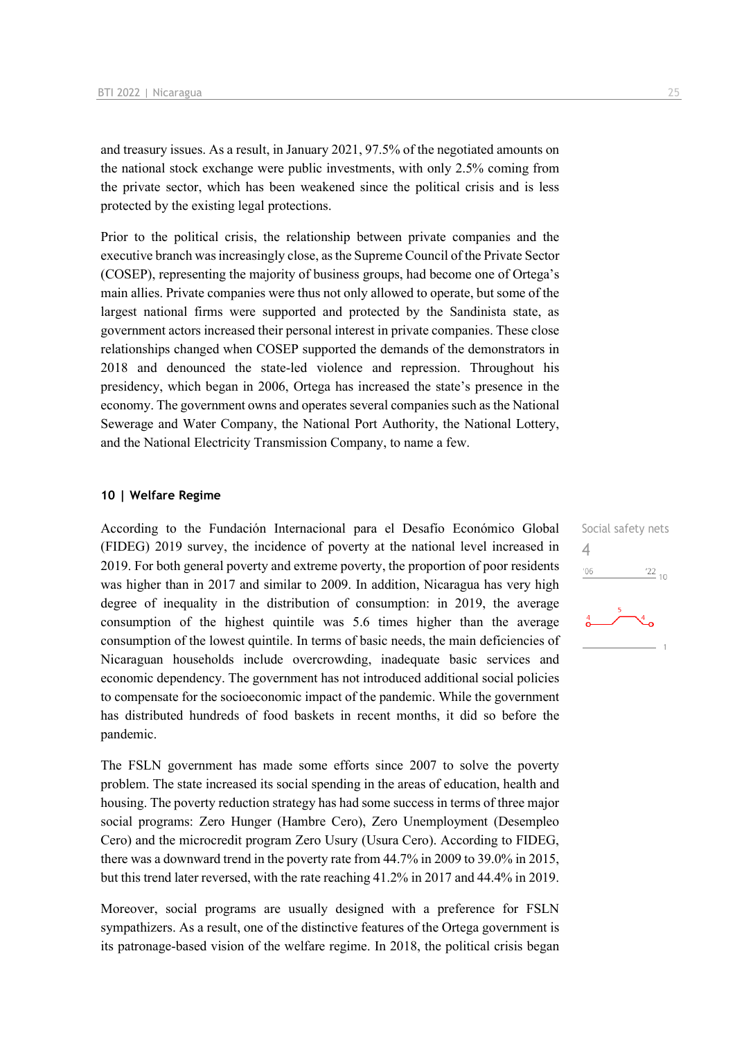and treasury issues. As a result, in January 2021, 97.5% of the negotiated amounts on the national stock exchange were public investments, with only 2.5% coming from the private sector, which has been weakened since the political crisis and is less protected by the existing legal protections.

Prior to the political crisis, the relationship between private companies and the executive branch was increasingly close, as the Supreme Council of the Private Sector (COSEP), representing the majority of business groups, had become one of Ortega's main allies. Private companies were thus not only allowed to operate, but some of the largest national firms were supported and protected by the Sandinista state, as government actors increased their personal interest in private companies. These close relationships changed when COSEP supported the demands of the demonstrators in 2018 and denounced the state-led violence and repression. Throughout his presidency, which began in 2006, Ortega has increased the state's presence in the economy. The government owns and operates several companies such as the National Sewerage and Water Company, the National Port Authority, the National Lottery, and the National Electricity Transmission Company, to name a few.

## 10 | Welfare Regime

Social safety nets
4

According to the Fundación Internacional para el Desafío Económico Global (FIDEG) 2019 survey, the incidence of poverty at the national level increased in 2019. For both general poverty and extreme poverty, the proportion of poor residents was higher than in 2017 and similar to 2009. In addition, Nicaragua has very high degree of inequality in the distribution of consumption: in 2019, the average consumption of the highest quintile was 5.6 times higher than the average consumption of the lowest quintile. In terms of basic needs, the main deficiencies of Nicaraguan households include overcrowding, inadequate basic services and economic dependency. The government has not introduced additional social policies to compensate for the socioeconomic impact of the pandemic. While the government has distributed hundreds of food baskets in recent months, it did so before the pandemic.

The FSLN government has made some efforts since 2007 to solve the poverty problem. The state increased its social spending in the areas of education, health and housing. The poverty reduction strategy has had some success in terms of three major social programs: Zero Hunger (Hambre Cero), Zero Unemployment (Desempleo Cero) and the microcredit program Zero Usury (Usura Cero). According to FIDEG, there was a downward trend in the poverty rate from 44.7% in 2009 to 39.0% in 2015, but this trend later reversed, with the rate reaching 41.2% in 2017 and 44.4% in 2019.

Moreover, social programs are usually designed with a preference for FSLN sympathizers. As a result, one of the distinctive features of the Ortega government is its patronage-based vision of the welfare regime. In 2018, the political crisis began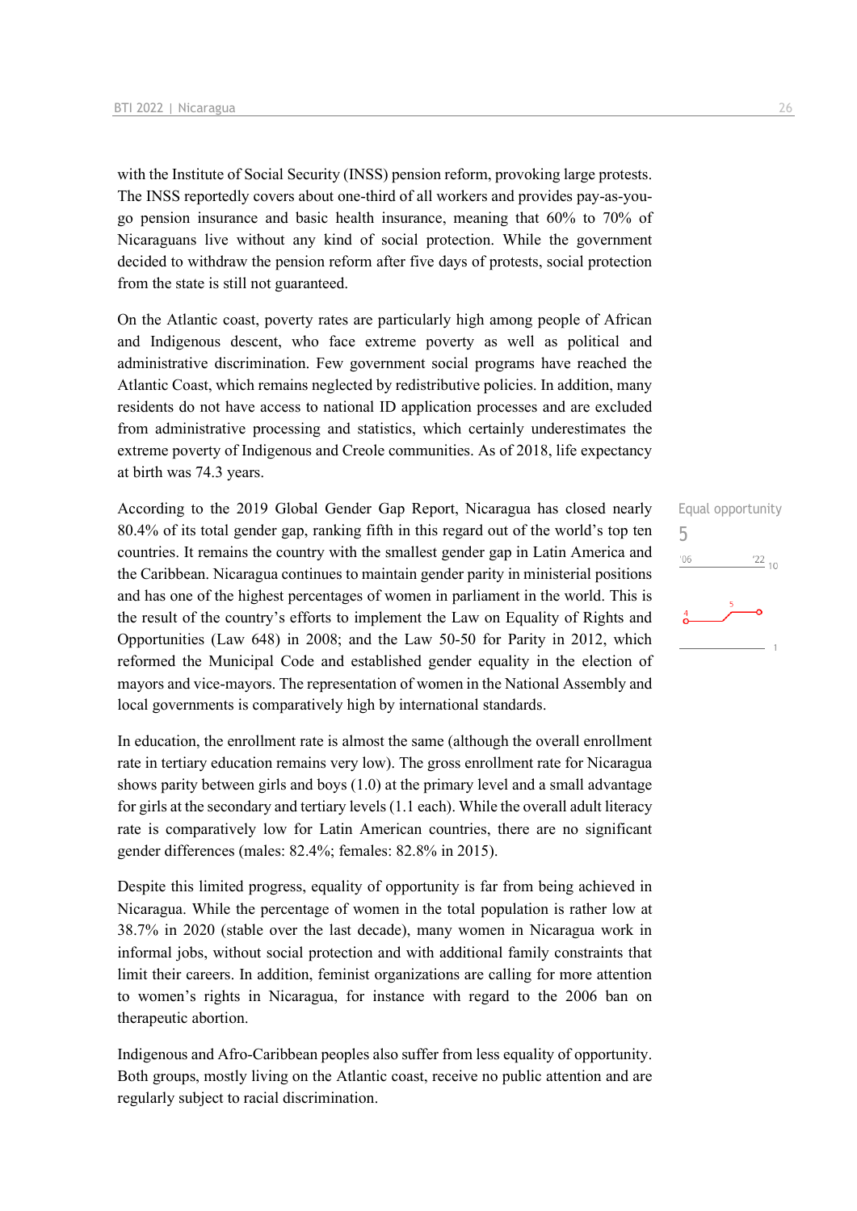with the Institute of Social Security (INSS) pension reform, provoking large protests. The INSS reportedly covers about one-third of all workers and provides pay-as-you-go pension insurance and basic health insurance, meaning that 60% to 70% of Nicaraguans live without any kind of social protection. While the government decided to withdraw the pension reform after five days of protests, social protection from the state is still not guaranteed.

On the Atlantic coast, poverty rates are particularly high among people of African and Indigenous descent, who face extreme poverty as well as political and administrative discrimination. Few government social programs have reached the Atlantic Coast, which remains neglected by redistributive policies. In addition, many residents do not have access to national ID application processes and are excluded from administrative processing and statistics, which certainly underestimates the extreme poverty of Indigenous and Creole communities. As of 2018, life expectancy at birth was 74.3 years.

Equal opportunity

5

According to the 2019 Global Gender Gap Report, Nicaragua has closed nearly 80.4% of its total gender gap, ranking fifth in this regard out of the world's top ten countries. It remains the country with the smallest gender gap in Latin America and the Caribbean. Nicaragua continues to maintain gender parity in ministerial positions and has one of the highest percentages of women in parliament in the world. This is the result of the country's efforts to implement the Law on Equality of Rights and Opportunities (Law 648) in 2008; and the Law 50-50 for Parity in 2012, which reformed the Municipal Code and established gender equality in the election of mayors and vice-mayors. The representation of women in the National Assembly and local governments is comparatively high by international standards.

In education, the enrollment rate is almost the same (although the overall enrollment rate in tertiary education remains very low). The gross enrollment rate for Nicaragua shows parity between girls and boys (1.0) at the primary level and a small advantage for girls at the secondary and tertiary levels (1.1 each). While the overall adult literacy rate is comparatively low for Latin American countries, there are no significant gender differences (males: 82.4%; females: 82.8% in 2015).

Despite this limited progress, equality of opportunity is far from being achieved in Nicaragua. While the percentage of women in the total population is rather low at 38.7% in 2020 (stable over the last decade), many women in Nicaragua work in informal jobs, without social protection and with additional family constraints that limit their careers. In addition, feminist organizations are calling for more attention to women's rights in Nicaragua, for instance with regard to the 2006 ban on therapeutic abortion.

Indigenous and Afro-Caribbean peoples also suffer from less equality of opportunity. Both groups, mostly living on the Atlantic coast, receive no public attention and are regularly subject to racial discrimination.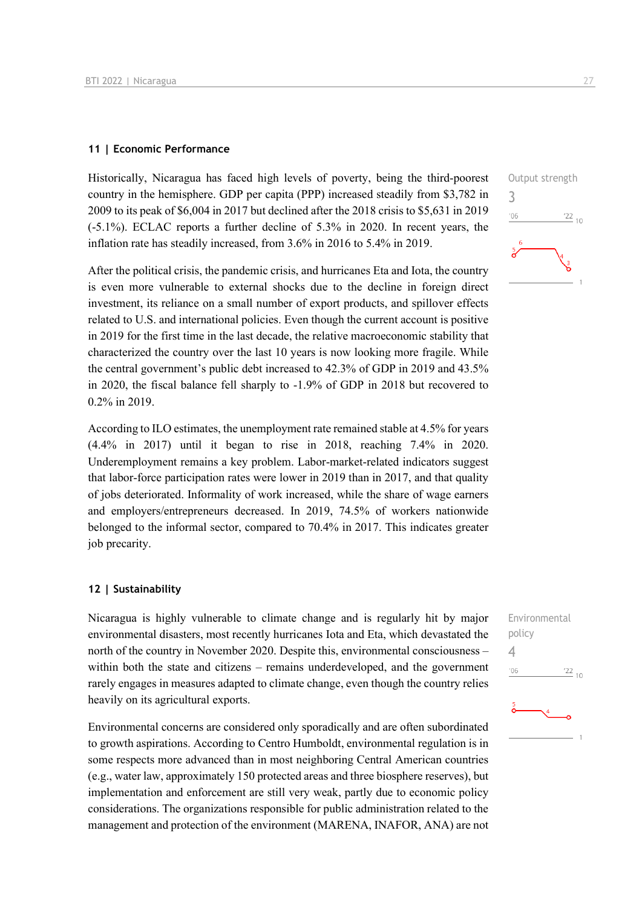## 11 | Economic Performance

Output strength
3

Historically, Nicaragua has faced high levels of poverty, being the third-poorest country in the hemisphere. GDP per capita (PPP) increased steadily from $3,782 in 2009 to its peak of $6,004 in 2017 but declined after the 2018 crisis to $5,631 in 2019 (-5.1%). ECLAC reports a further decline of 5.3% in 2020. In recent years, the inflation rate has steadily increased, from 3.6% in 2016 to 5.4% in 2019.

After the political crisis, the pandemic crisis, and hurricanes Eta and Iota, the country is even more vulnerable to external shocks due to the decline in foreign direct investment, its reliance on a small number of export products, and spillover effects related to U.S. and international policies. Even though the current account is positive in 2019 for the first time in the last decade, the relative macroeconomic stability that characterized the country over the last 10 years is now looking more fragile. While the central government's public debt increased to 42.3% of GDP in 2019 and 43.5% in 2020, the fiscal balance fell sharply to -1.9% of GDP in 2018 but recovered to 0.2% in 2019.

According to ILO estimates, the unemployment rate remained stable at 4.5% for years (4.4% in 2017) until it began to rise in 2018, reaching 7.4% in 2020. Underemployment remains a key problem. Labor-market-related indicators suggest that labor-force participation rates were lower in 2019 than in 2017, and that quality of jobs deteriorated. Informality of work increased, while the share of wage earners and employers/entrepreneurs decreased. In 2019, 74.5% of workers nationwide belonged to the informal sector, compared to 70.4% in 2017. This indicates greater job precarity.

## 12 | Sustainability

Environmental policy
4

Nicaragua is highly vulnerable to climate change and is regularly hit by major environmental disasters, most recently hurricanes Iota and Eta, which devastated the north of the country in November 2020. Despite this, environmental consciousness – within both the state and citizens – remains underdeveloped, and the government rarely engages in measures adapted to climate change, even though the country relies heavily on its agricultural exports.

Environmental concerns are considered only sporadically and are often subordinated to growth aspirations. According to Centro Humboldt, environmental regulation is in some respects more advanced than in most neighboring Central American countries (e.g., water law, approximately 150 protected areas and three biosphere reserves), but implementation and enforcement are still very weak, partly due to economic policy considerations. The organizations responsible for public administration related to the management and protection of the environment (MARENA, INAFOR, ANA) are not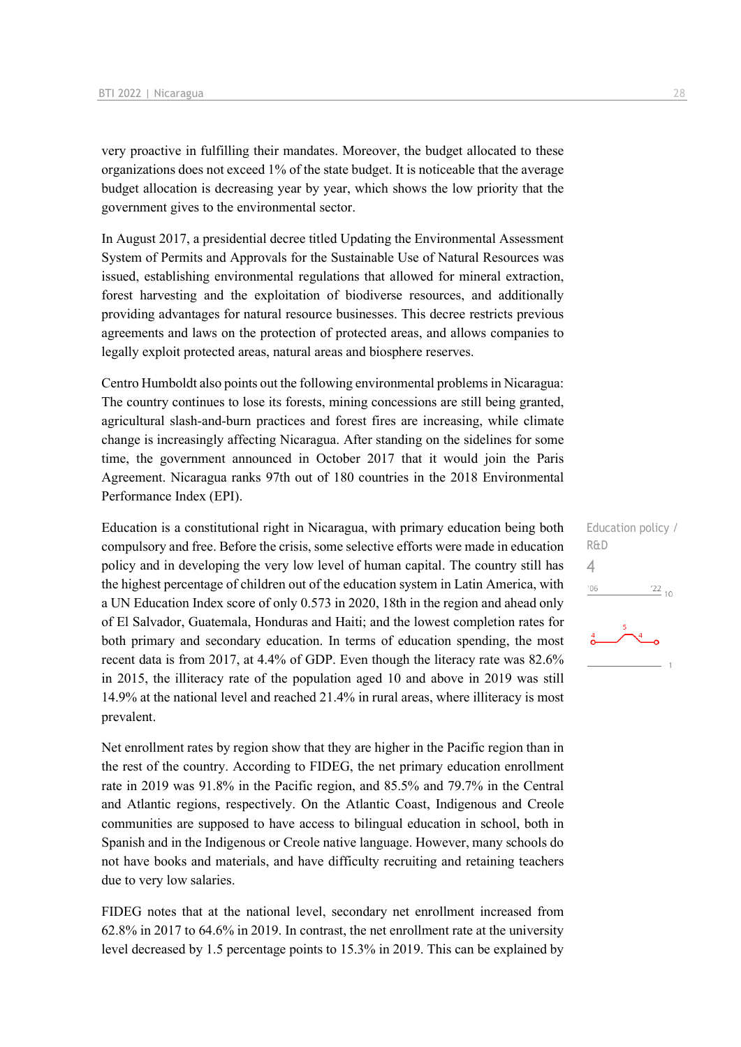very proactive in fulfilling their mandates. Moreover, the budget allocated to these organizations does not exceed 1% of the state budget. It is noticeable that the average budget allocation is decreasing year by year, which shows the low priority that the government gives to the environmental sector.

In August 2017, a presidential decree titled Updating the Environmental Assessment System of Permits and Approvals for the Sustainable Use of Natural Resources was issued, establishing environmental regulations that allowed for mineral extraction, forest harvesting and the exploitation of biodiverse resources, and additionally providing advantages for natural resource businesses. This decree restricts previous agreements and laws on the protection of protected areas, and allows companies to legally exploit protected areas, natural areas and biosphere reserves.

Centro Humboldt also points out the following environmental problems in Nicaragua: The country continues to lose its forests, mining concessions are still being granted, agricultural slash-and-burn practices and forest fires are increasing, while climate change is increasingly affecting Nicaragua. After standing on the sidelines for some time, the government announced in October 2017 that it would join the Paris Agreement. Nicaragua ranks 97th out of 180 countries in the 2018 Environmental Performance Index (EPI).

Education policy / R&D

4

Education is a constitutional right in Nicaragua, with primary education being both compulsory and free. Before the crisis, some selective efforts were made in education policy and in developing the very low level of human capital. The country still has the highest percentage of children out of the education system in Latin America, with a UN Education Index score of only 0.573 in 2020, 18th in the region and ahead only of El Salvador, Guatemala, Honduras and Haiti; and the lowest completion rates for both primary and secondary education. In terms of education spending, the most recent data is from 2017, at 4.4% of GDP. Even though the literacy rate was 82.6% in 2015, the illiteracy rate of the population aged 10 and above in 2019 was still 14.9% at the national level and reached 21.4% in rural areas, where illiteracy is most prevalent.

Net enrollment rates by region show that they are higher in the Pacific region than in the rest of the country. According to FIDEG, the net primary education enrollment rate in 2019 was 91.8% in the Pacific region, and 85.5% and 79.7% in the Central and Atlantic regions, respectively. On the Atlantic Coast, Indigenous and Creole communities are supposed to have access to bilingual education in school, both in Spanish and in the Indigenous or Creole native language. However, many schools do not have books and materials, and have difficulty recruiting and retaining teachers due to very low salaries.

FIDEG notes that at the national level, secondary net enrollment increased from 62.8% in 2017 to 64.6% in 2019. In contrast, the net enrollment rate at the university level decreased by 1.5 percentage points to 15.3% in 2019. This can be explained by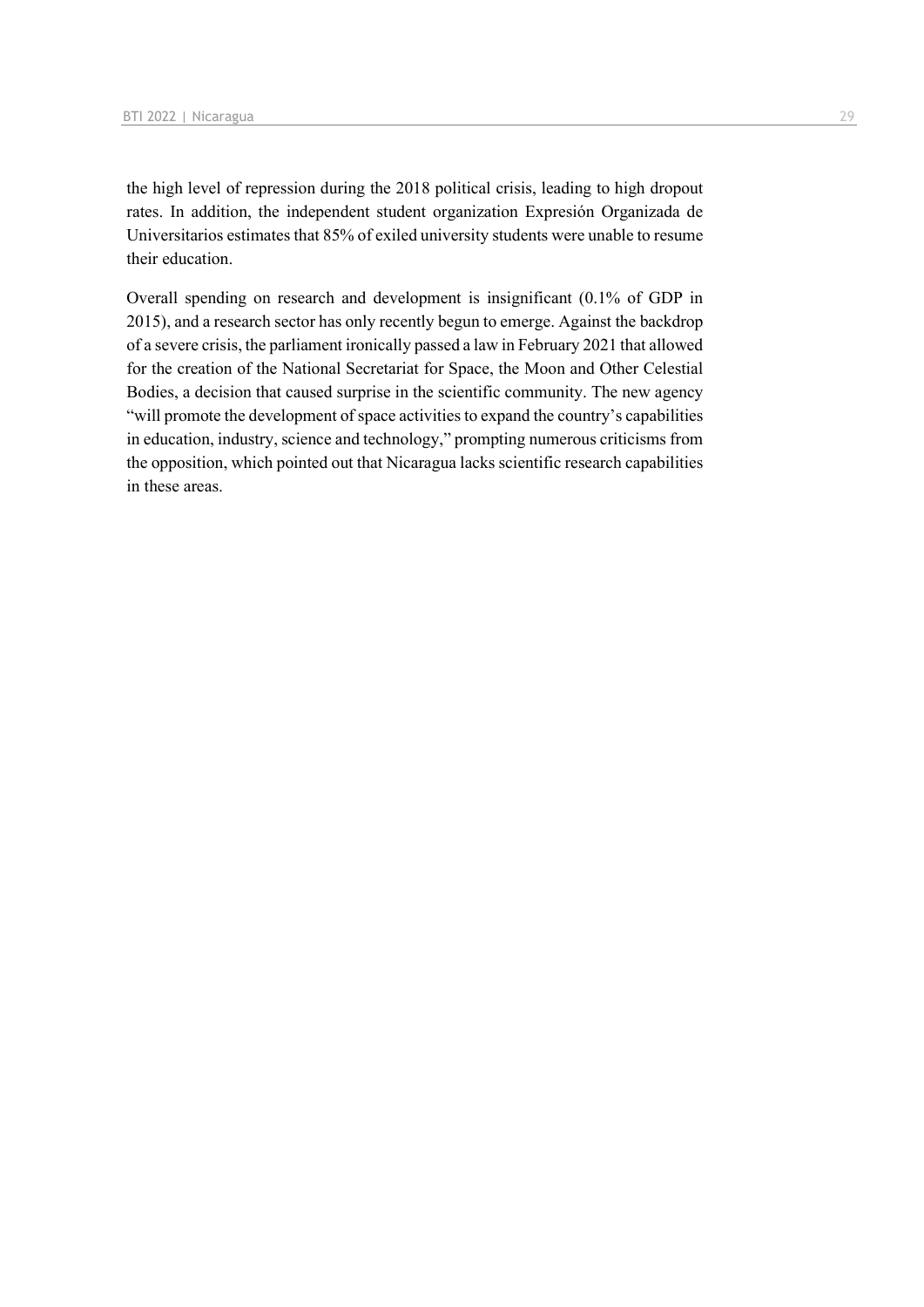the high level of repression during the 2018 political crisis, leading to high dropout rates. In addition, the independent student organization Expresión Organizada de Universitarios estimates that 85% of exiled university students were unable to resume their education.

Overall spending on research and development is insignificant (0.1% of GDP in 2015), and a research sector has only recently begun to emerge. Against the backdrop of a severe crisis, the parliament ironically passed a law in February 2021 that allowed for the creation of the National Secretariat for Space, the Moon and Other Celestial Bodies, a decision that caused surprise in the scientific community. The new agency "will promote the development of space activities to expand the country's capabilities in education, industry, science and technology," prompting numerous criticisms from the opposition, which pointed out that Nicaragua lacks scientific research capabilities in these areas.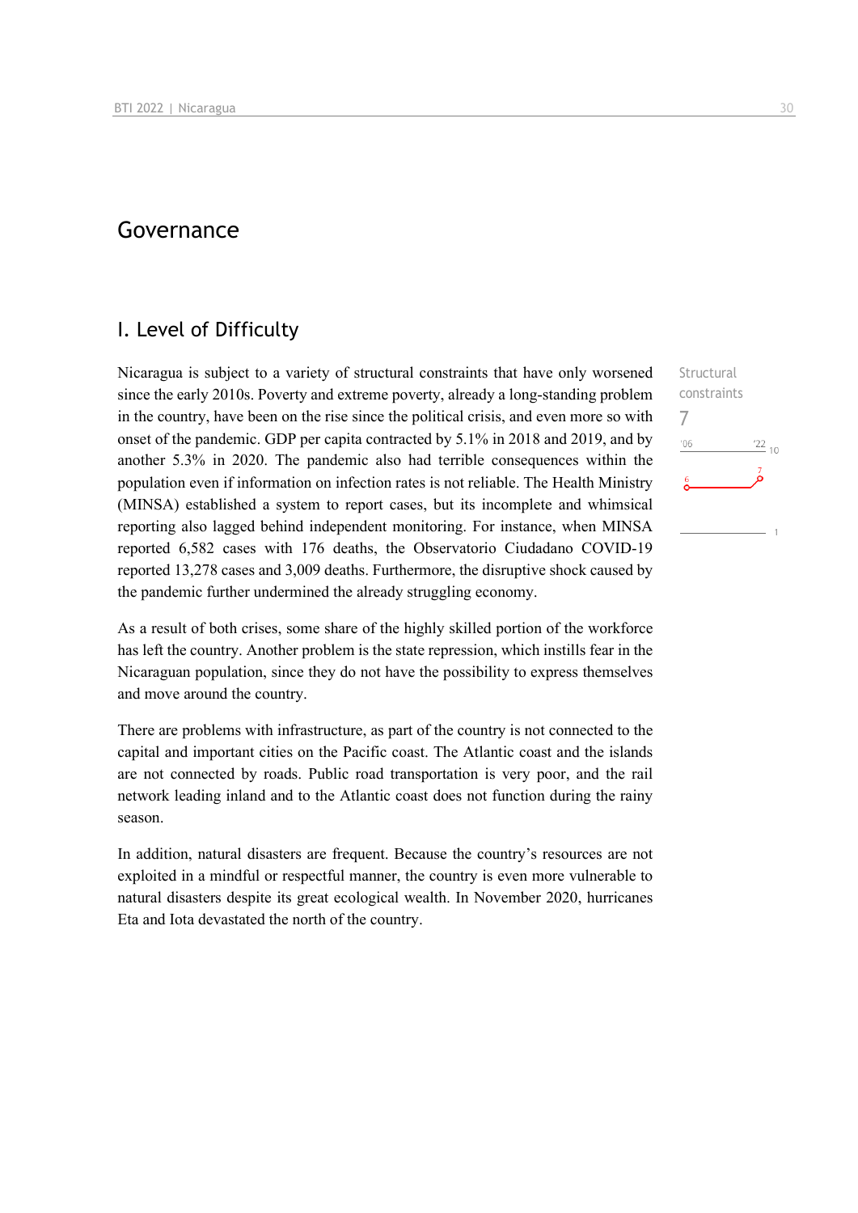# Governance

## I. Level of Difficulty

Structural constraints

7

Nicaragua is subject to a variety of structural constraints that have only worsened since the early 2010s. Poverty and extreme poverty, already a long-standing problem in the country, have been on the rise since the political crisis, and even more so with onset of the pandemic. GDP per capita contracted by 5.1% in 2018 and 2019, and by another 5.3% in 2020. The pandemic also had terrible consequences within the population even if information on infection rates is not reliable. The Health Ministry (MINSA) established a system to report cases, but its incomplete and whimsical reporting also lagged behind independent monitoring. For instance, when MINSA reported 6,582 cases with 176 deaths, the Observatorio Ciudadano COVID-19 reported 13,278 cases and 3,009 deaths. Furthermore, the disruptive shock caused by the pandemic further undermined the already struggling economy.

As a result of both crises, some share of the highly skilled portion of the workforce has left the country. Another problem is the state repression, which instills fear in the Nicaraguan population, since they do not have the possibility to express themselves and move around the country.

There are problems with infrastructure, as part of the country is not connected to the capital and important cities on the Pacific coast. The Atlantic coast and the islands are not connected by roads. Public road transportation is very poor, and the rail network leading inland and to the Atlantic coast does not function during the rainy season.

In addition, natural disasters are frequent. Because the country's resources are not exploited in a mindful or respectful manner, the country is even more vulnerable to natural disasters despite its great ecological wealth. In November 2020, hurricanes Eta and Iota devastated the north of the country.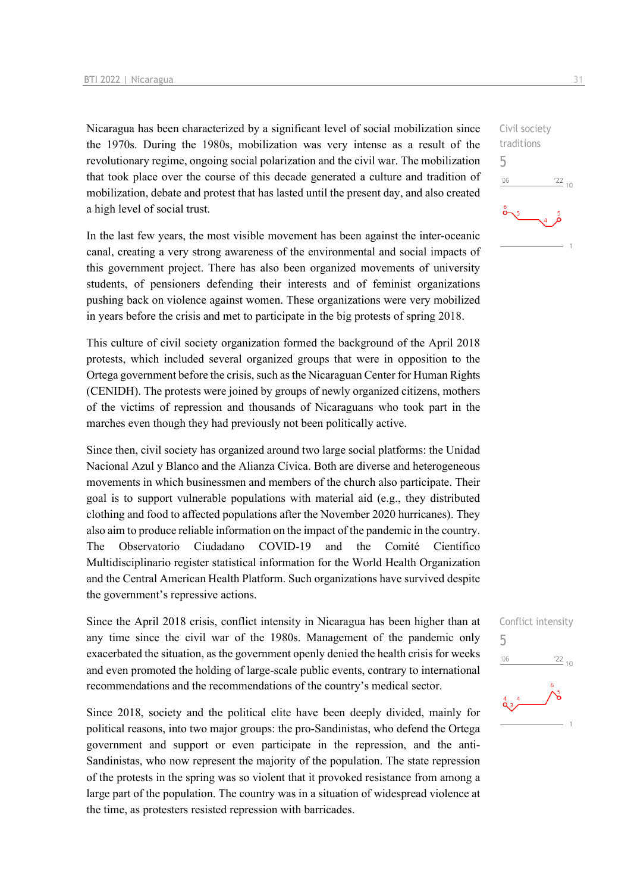Nicaragua has been characterized by a significant level of social mobilization since the 1970s. During the 1980s, mobilization was very intense as a result of the revolutionary regime, ongoing social polarization and the civil war. The mobilization that took place over the course of this decade generated a culture and tradition of mobilization, debate and protest that has lasted until the present day, and also created a high level of social trust.

Civil society traditions
5

In the last few years, the most visible movement has been against the inter-oceanic canal, creating a very strong awareness of the environmental and social impacts of this government project. There has also been organized movements of university students, of pensioners defending their interests and of feminist organizations pushing back on violence against women. These organizations were very mobilized in years before the crisis and met to participate in the big protests of spring 2018.

This culture of civil society organization formed the background of the April 2018 protests, which included several organized groups that were in opposition to the Ortega government before the crisis, such as the Nicaraguan Center for Human Rights (CENIDH). The protests were joined by groups of newly organized citizens, mothers of the victims of repression and thousands of Nicaraguans who took part in the marches even though they had previously not been politically active.

Since then, civil society has organized around two large social platforms: the Unidad Nacional Azul y Blanco and the Alianza Cívica. Both are diverse and heterogeneous movements in which businessmen and members of the church also participate. Their goal is to support vulnerable populations with material aid (e.g., they distributed clothing and food to affected populations after the November 2020 hurricanes). They also aim to produce reliable information on the impact of the pandemic in the country. The Observatorio Ciudadano COVID-19 and the Comité Científico Multidisciplinario register statistical information for the World Health Organization and the Central American Health Platform. Such organizations have survived despite the government's repressive actions.

Since the April 2018 crisis, conflict intensity in Nicaragua has been higher than at any time since the civil war of the 1980s. Management of the pandemic only exacerbated the situation, as the government openly denied the health crisis for weeks and even promoted the holding of large-scale public events, contrary to international recommendations and the recommendations of the country's medical sector.

Conflict intensity
5

Since 2018, society and the political elite have been deeply divided, mainly for political reasons, into two major groups: the pro-Sandinistas, who defend the Ortega government and support or even participate in the repression, and the anti-Sandinistas, who now represent the majority of the population. The state repression of the protests in the spring was so violent that it provoked resistance from among a large part of the population. The country was in a situation of widespread violence at the time, as protesters resisted repression with barricades.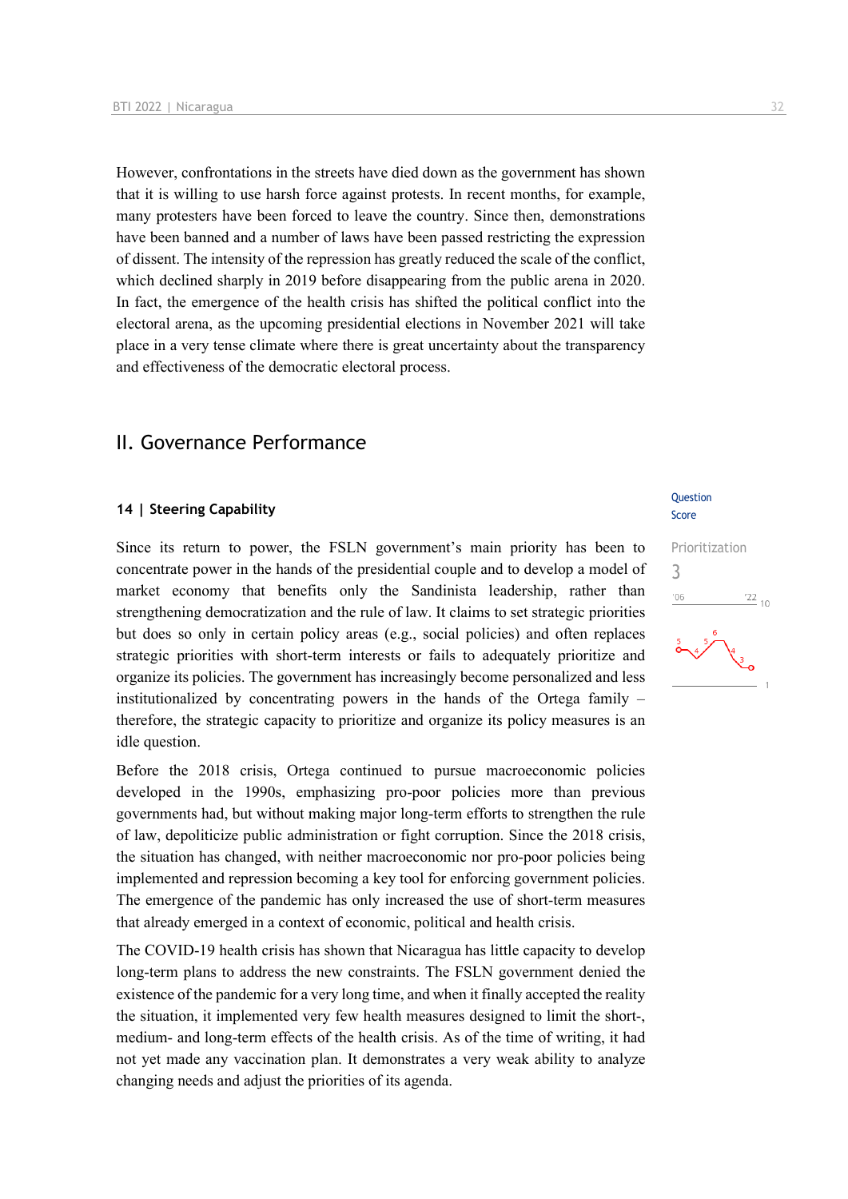However, confrontations in the streets have died down as the government has shown that it is willing to use harsh force against protests. In recent months, for example, many protesters have been forced to leave the country. Since then, demonstrations have been banned and a number of laws have been passed restricting the expression of dissent. The intensity of the repression has greatly reduced the scale of the conflict, which declined sharply in 2019 before disappearing from the public arena in 2020. In fact, the emergence of the health crisis has shifted the political conflict into the electoral arena, as the upcoming presidential elections in November 2021 will take place in a very tense climate where there is great uncertainty about the transparency and effectiveness of the democratic electoral process.

## II. Governance Performance

### 14 | Steering Capability

Question Score

Prioritization
3

Since its return to power, the FSLN government's main priority has been to concentrate power in the hands of the presidential couple and to develop a model of market economy that benefits only the Sandinista leadership, rather than strengthening democratization and the rule of law. It claims to set strategic priorities but does so only in certain policy areas (e.g., social policies) and often replaces strategic priorities with short-term interests or fails to adequately prioritize and organize its policies. The government has increasingly become personalized and less institutionalized by concentrating powers in the hands of the Ortega family – therefore, the strategic capacity to prioritize and organize its policy measures is an idle question.

Before the 2018 crisis, Ortega continued to pursue macroeconomic policies developed in the 1990s, emphasizing pro-poor policies more than previous governments had, but without making major long-term efforts to strengthen the rule of law, depoliticize public administration or fight corruption. Since the 2018 crisis, the situation has changed, with neither macroeconomic nor pro-poor policies being implemented and repression becoming a key tool for enforcing government policies. The emergence of the pandemic has only increased the use of short-term measures that already emerged in a context of economic, political and health crisis.

The COVID-19 health crisis has shown that Nicaragua has little capacity to develop long-term plans to address the new constraints. The FSLN government denied the existence of the pandemic for a very long time, and when it finally accepted the reality the situation, it implemented very few health measures designed to limit the short-, medium- and long-term effects of the health crisis. As of the time of writing, it had not yet made any vaccination plan. It demonstrates a very weak ability to analyze changing needs and adjust the priorities of its agenda.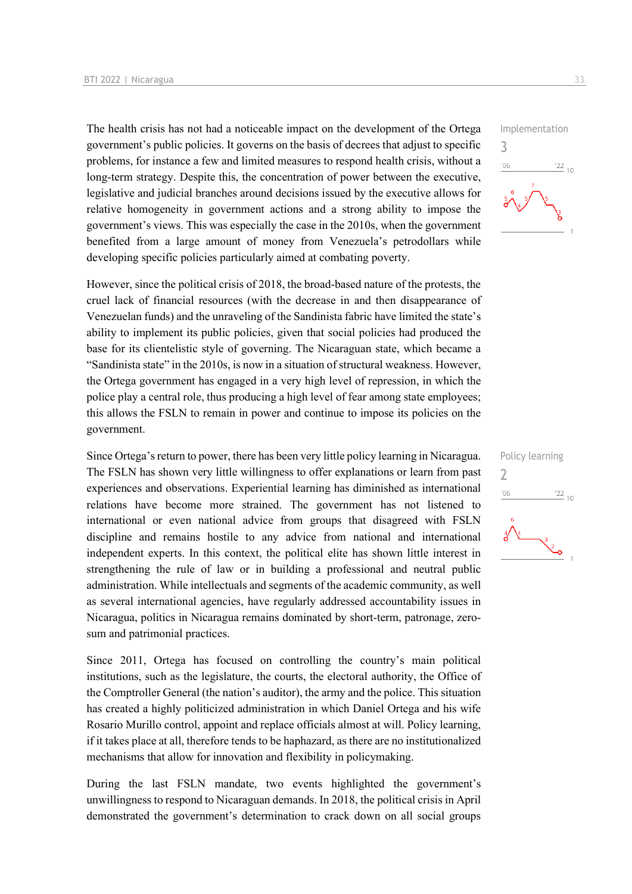The health crisis has not had a noticeable impact on the development of the Ortega government's public policies. It governs on the basis of decrees that adjust to specific problems, for instance a few and limited measures to respond health crisis, without a long-term strategy. Despite this, the concentration of power between the executive, legislative and judicial branches around decisions issued by the executive allows for relative homogeneity in government actions and a strong ability to impose the government's views. This was especially the case in the 2010s, when the government benefited from a large amount of money from Venezuela's petrodollars while developing specific policies particularly aimed at combating poverty.

Implementation
3

However, since the political crisis of 2018, the broad-based nature of the protests, the cruel lack of financial resources (with the decrease in and then disappearance of Venezuelan funds) and the unraveling of the Sandinista fabric have limited the state's ability to implement its public policies, given that social policies had produced the base for its clientelistic style of governing. The Nicaraguan state, which became a "Sandinista state" in the 2010s, is now in a situation of structural weakness. However, the Ortega government has engaged in a very high level of repression, in which the police play a central role, thus producing a high level of fear among state employees; this allows the FSLN to remain in power and continue to impose its policies on the government.

Since Ortega's return to power, there has been very little policy learning in Nicaragua. The FSLN has shown very little willingness to offer explanations or learn from past experiences and observations. Experiential learning has diminished as international relations have become more strained. The government has not listened to international or even national advice from groups that disagreed with FSLN discipline and remains hostile to any advice from national and international independent experts. In this context, the political elite has shown little interest in strengthening the rule of law or in building a professional and neutral public administration. While intellectuals and segments of the academic community, as well as several international agencies, have regularly addressed accountability issues in Nicaragua, politics in Nicaragua remains dominated by short-term, patronage, zero-sum and patrimonial practices.

Policy learning
2

Since 2011, Ortega has focused on controlling the country's main political institutions, such as the legislature, the courts, the electoral authority, the Office of the Comptroller General (the nation's auditor), the army and the police. This situation has created a highly politicized administration in which Daniel Ortega and his wife Rosario Murillo control, appoint and replace officials almost at will. Policy learning, if it takes place at all, therefore tends to be haphazard, as there are no institutionalized mechanisms that allow for innovation and flexibility in policymaking.

During the last FSLN mandate, two events highlighted the government's unwillingness to respond to Nicaraguan demands. In 2018, the political crisis in April demonstrated the government's determination to crack down on all social groups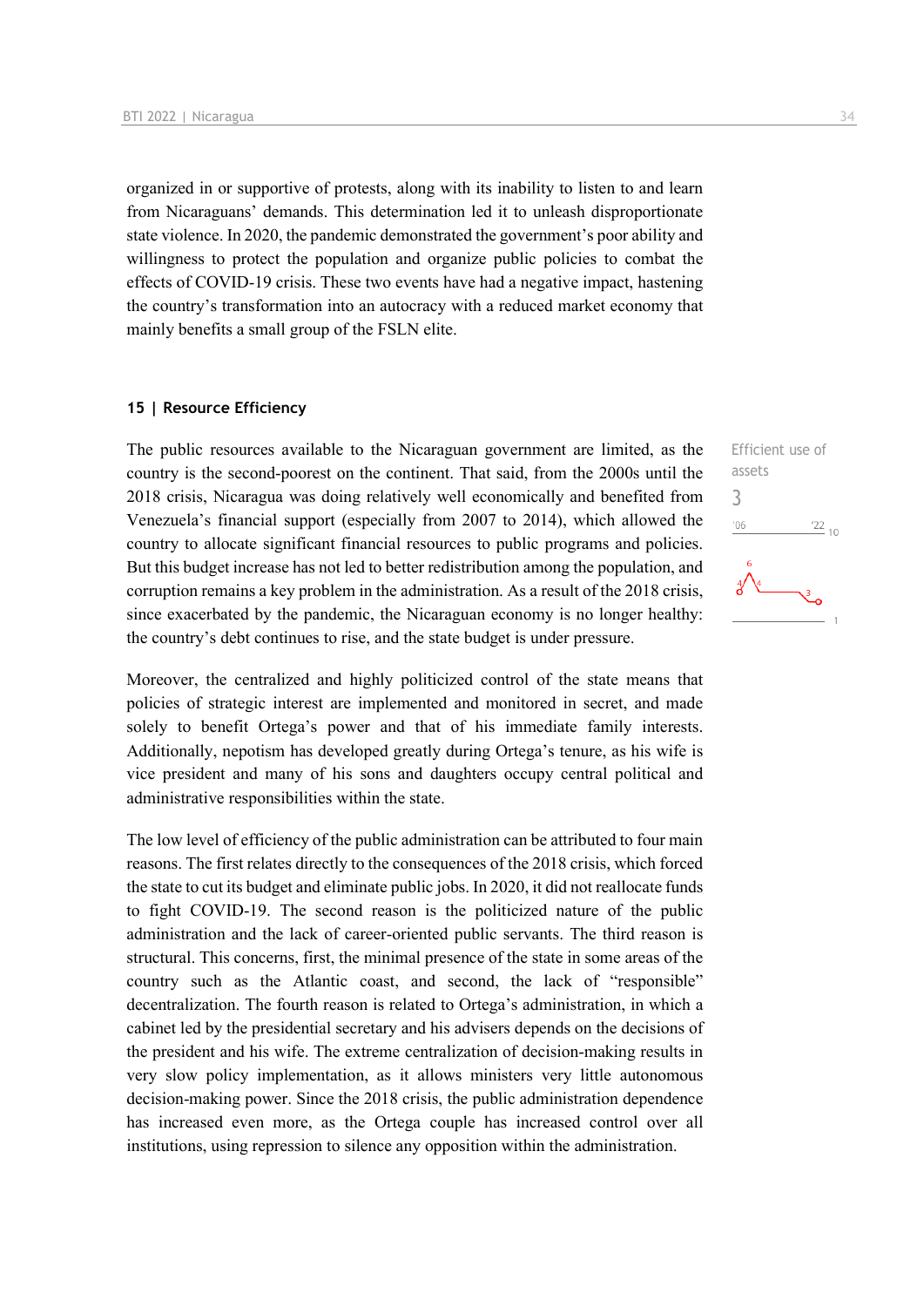organized in or supportive of protests, along with its inability to listen to and learn from Nicaraguans' demands. This determination led it to unleash disproportionate state violence. In 2020, the pandemic demonstrated the government's poor ability and willingness to protect the population and organize public policies to combat the effects of COVID-19 crisis. These two events have had a negative impact, hastening the country's transformation into an autocracy with a reduced market economy that mainly benefits a small group of the FSLN elite.

## 15 | Resource Efficiency

Efficient use of assets
3

The public resources available to the Nicaraguan government are limited, as the country is the second-poorest on the continent. That said, from the 2000s until the 2018 crisis, Nicaragua was doing relatively well economically and benefited from Venezuela's financial support (especially from 2007 to 2014), which allowed the country to allocate significant financial resources to public programs and policies. But this budget increase has not led to better redistribution among the population, and corruption remains a key problem in the administration. As a result of the 2018 crisis, since exacerbated by the pandemic, the Nicaraguan economy is no longer healthy: the country's debt continues to rise, and the state budget is under pressure.

Moreover, the centralized and highly politicized control of the state means that policies of strategic interest are implemented and monitored in secret, and made solely to benefit Ortega's power and that of his immediate family interests. Additionally, nepotism has developed greatly during Ortega's tenure, as his wife is vice president and many of his sons and daughters occupy central political and administrative responsibilities within the state.

The low level of efficiency of the public administration can be attributed to four main reasons. The first relates directly to the consequences of the 2018 crisis, which forced the state to cut its budget and eliminate public jobs. In 2020, it did not reallocate funds to fight COVID-19. The second reason is the politicized nature of the public administration and the lack of career-oriented public servants. The third reason is structural. This concerns, first, the minimal presence of the state in some areas of the country such as the Atlantic coast, and second, the lack of "responsible" decentralization. The fourth reason is related to Ortega's administration, in which a cabinet led by the presidential secretary and his advisers depends on the decisions of the president and his wife. The extreme centralization of decision-making results in very slow policy implementation, as it allows ministers very little autonomous decision-making power. Since the 2018 crisis, the public administration dependence has increased even more, as the Ortega couple has increased control over all institutions, using repression to silence any opposition within the administration.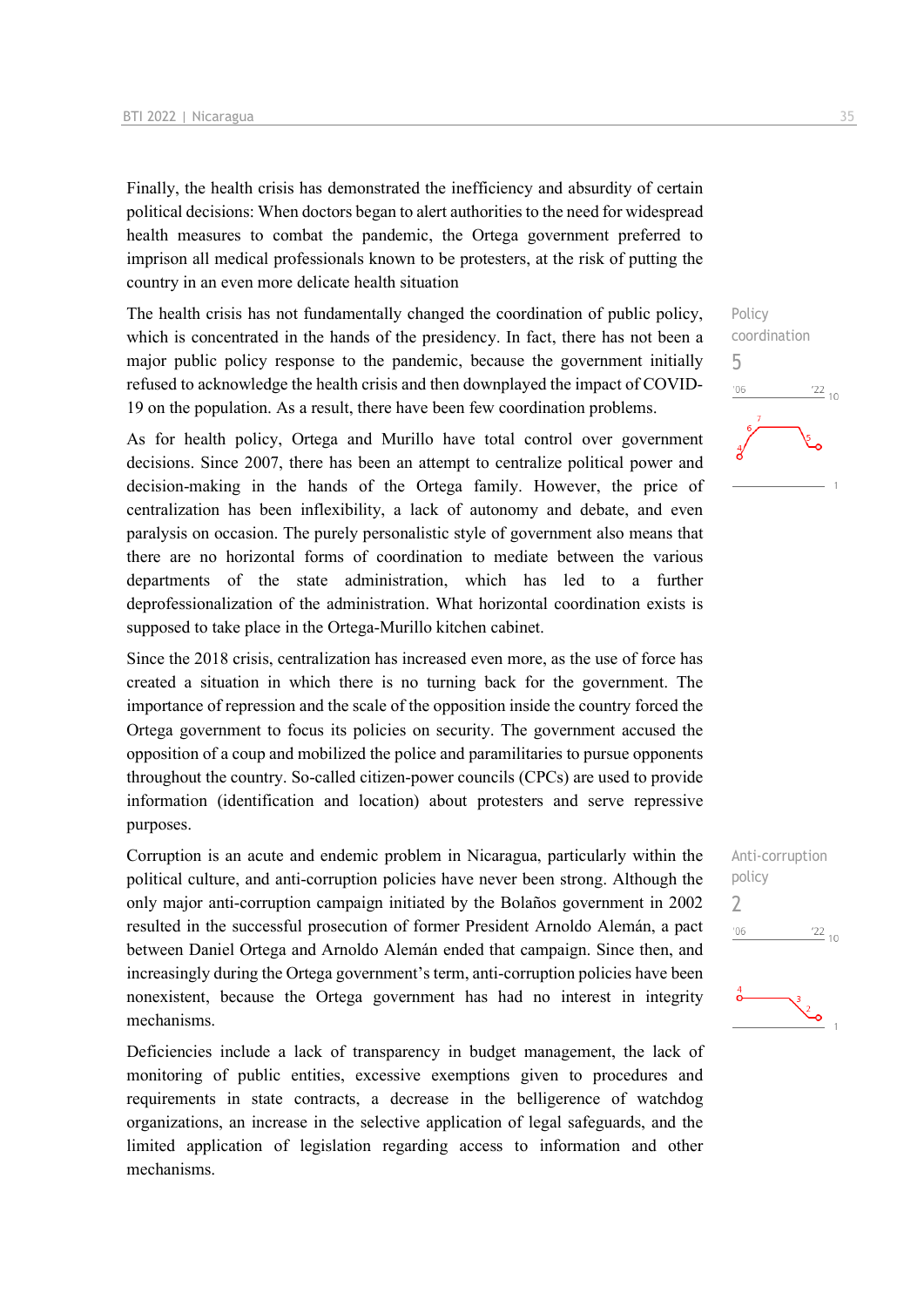Finally, the health crisis has demonstrated the inefficiency and absurdity of certain political decisions: When doctors began to alert authorities to the need for widespread health measures to combat the pandemic, the Ortega government preferred to imprison all medical professionals known to be protesters, at the risk of putting the country in an even more delicate health situation

Policy coordination
5

The health crisis has not fundamentally changed the coordination of public policy, which is concentrated in the hands of the presidency. In fact, there has not been a major public policy response to the pandemic, because the government initially refused to acknowledge the health crisis and then downplayed the impact of COVID-19 on the population. As a result, there have been few coordination problems.

As for health policy, Ortega and Murillo have total control over government decisions. Since 2007, there has been an attempt to centralize political power and decision-making in the hands of the Ortega family. However, the price of centralization has been inflexibility, a lack of autonomy and debate, and even paralysis on occasion. The purely personalistic style of government also means that there are no horizontal forms of coordination to mediate between the various departments of the state administration, which has led to a further deprofessionalization of the administration. What horizontal coordination exists is supposed to take place in the Ortega-Murillo kitchen cabinet.

Since the 2018 crisis, centralization has increased even more, as the use of force has created a situation in which there is no turning back for the government. The importance of repression and the scale of the opposition inside the country forced the Ortega government to focus its policies on security. The government accused the opposition of a coup and mobilized the police and paramilitaries to pursue opponents throughout the country. So-called citizen-power councils (CPCs) are used to provide information (identification and location) about protesters and serve repressive purposes.

Anti-corruption policy
2

Corruption is an acute and endemic problem in Nicaragua, particularly within the political culture, and anti-corruption policies have never been strong. Although the only major anti-corruption campaign initiated by the Bolaños government in 2002 resulted in the successful prosecution of former President Arnoldo Alemán, a pact between Daniel Ortega and Arnoldo Alemán ended that campaign. Since then, and increasingly during the Ortega government's term, anti-corruption policies have been nonexistent, because the Ortega government has had no interest in integrity mechanisms.

Deficiencies include a lack of transparency in budget management, the lack of monitoring of public entities, excessive exemptions given to procedures and requirements in state contracts, a decrease in the belligerence of watchdog organizations, an increase in the selective application of legal safeguards, and the limited application of legislation regarding access to information and other mechanisms.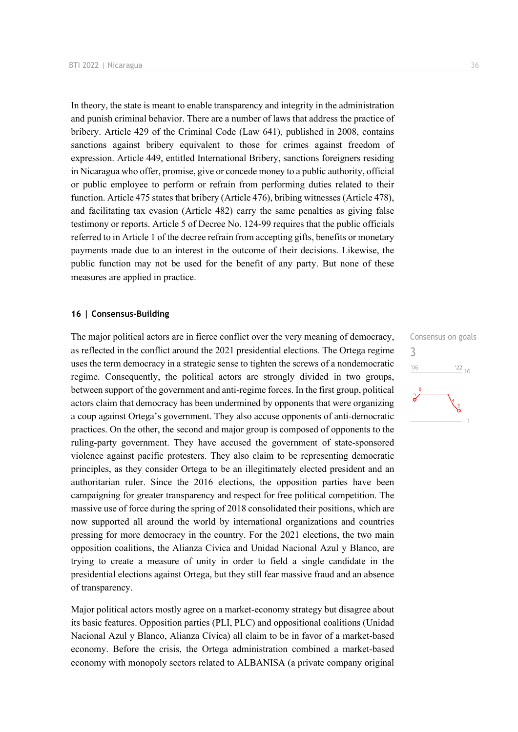In theory, the state is meant to enable transparency and integrity in the administration and punish criminal behavior. There are a number of laws that address the practice of bribery. Article 429 of the Criminal Code (Law 641), published in 2008, contains sanctions against bribery equivalent to those for crimes against freedom of expression. Article 449, entitled International Bribery, sanctions foreigners residing in Nicaragua who offer, promise, give or concede money to a public authority, official or public employee to perform or refrain from performing duties related to their function. Article 475 states that bribery (Article 476), bribing witnesses (Article 478), and facilitating tax evasion (Article 482) carry the same penalties as giving false testimony or reports. Article 5 of Decree No. 124-99 requires that the public officials referred to in Article 1 of the decree refrain from accepting gifts, benefits or monetary payments made due to an interest in the outcome of their decisions. Likewise, the public function may not be used for the benefit of any party. But none of these measures are applied in practice.

## 16 | Consensus-Building

Consensus on goals
3

The major political actors are in fierce conflict over the very meaning of democracy, as reflected in the conflict around the 2021 presidential elections. The Ortega regime uses the term democracy in a strategic sense to tighten the screws of a nondemocratic regime. Consequently, the political actors are strongly divided in two groups, between support of the government and anti-regime forces. In the first group, political actors claim that democracy has been undermined by opponents that were organizing a coup against Ortega's government. They also accuse opponents of anti-democratic practices. On the other, the second and major group is composed of opponents to the ruling-party government. They have accused the government of state-sponsored violence against pacific protesters. They also claim to be representing democratic principles, as they consider Ortega to be an illegitimately elected president and an authoritarian ruler. Since the 2016 elections, the opposition parties have been campaigning for greater transparency and respect for free political competition. The massive use of force during the spring of 2018 consolidated their positions, which are now supported all around the world by international organizations and countries pressing for more democracy in the country. For the 2021 elections, the two main opposition coalitions, the Alianza Cívica and Unidad Nacional Azul y Blanco, are trying to create a measure of unity in order to field a single candidate in the presidential elections against Ortega, but they still fear massive fraud and an absence of transparency.

Major political actors mostly agree on a market-economy strategy but disagree about its basic features. Opposition parties (PLI, PLC) and oppositional coalitions (Unidad Nacional Azul y Blanco, Alianza Cívica) all claim to be in favor of a market-based economy. Before the crisis, the Ortega administration combined a market-based economy with monopoly sectors related to ALBANISA (a private company original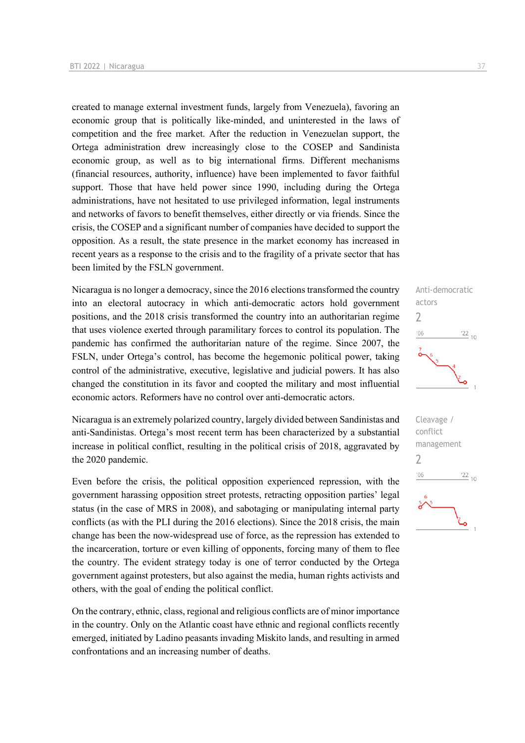created to manage external investment funds, largely from Venezuela), favoring an economic group that is politically like-minded, and uninterested in the laws of competition and the free market. After the reduction in Venezuelan support, the Ortega administration drew increasingly close to the COSEP and Sandinista economic group, as well as to big international firms. Different mechanisms (financial resources, authority, influence) have been implemented to favor faithful support. Those that have held power since 1990, including during the Ortega administrations, have not hesitated to use privileged information, legal instruments and networks of favors to benefit themselves, either directly or via friends. Since the crisis, the COSEP and a significant number of companies have decided to support the opposition. As a result, the state presence in the market economy has increased in recent years as a response to the crisis and to the fragility of a private sector that has been limited by the FSLN government.

Anti-democratic actors
2

Nicaragua is no longer a democracy, since the 2016 elections transformed the country into an electoral autocracy in which anti-democratic actors hold government positions, and the 2018 crisis transformed the country into an authoritarian regime that uses violence exerted through paramilitary forces to control its population. The pandemic has confirmed the authoritarian nature of the regime. Since 2007, the FSLN, under Ortega's control, has become the hegemonic political power, taking control of the administrative, executive, legislative and judicial powers. It has also changed the constitution in its favor and coopted the military and most influential economic actors. Reformers have no control over anti-democratic actors.

Cleavage / conflict management
2

Nicaragua is an extremely polarized country, largely divided between Sandinistas and anti-Sandinistas. Ortega's most recent term has been characterized by a substantial increase in political conflict, resulting in the political crisis of 2018, aggravated by the 2020 pandemic.

Even before the crisis, the political opposition experienced repression, with the government harassing opposition street protests, retracting opposition parties' legal status (in the case of MRS in 2008), and sabotaging or manipulating internal party conflicts (as with the PLI during the 2016 elections). Since the 2018 crisis, the main change has been the now-widespread use of force, as the repression has extended to the incarceration, torture or even killing of opponents, forcing many of them to flee the country. The evident strategy today is one of terror conducted by the Ortega government against protesters, but also against the media, human rights activists and others, with the goal of ending the political conflict.

On the contrary, ethnic, class, regional and religious conflicts are of minor importance in the country. Only on the Atlantic coast have ethnic and regional conflicts recently emerged, initiated by Ladino peasants invading Miskito lands, and resulting in armed confrontations and an increasing number of deaths.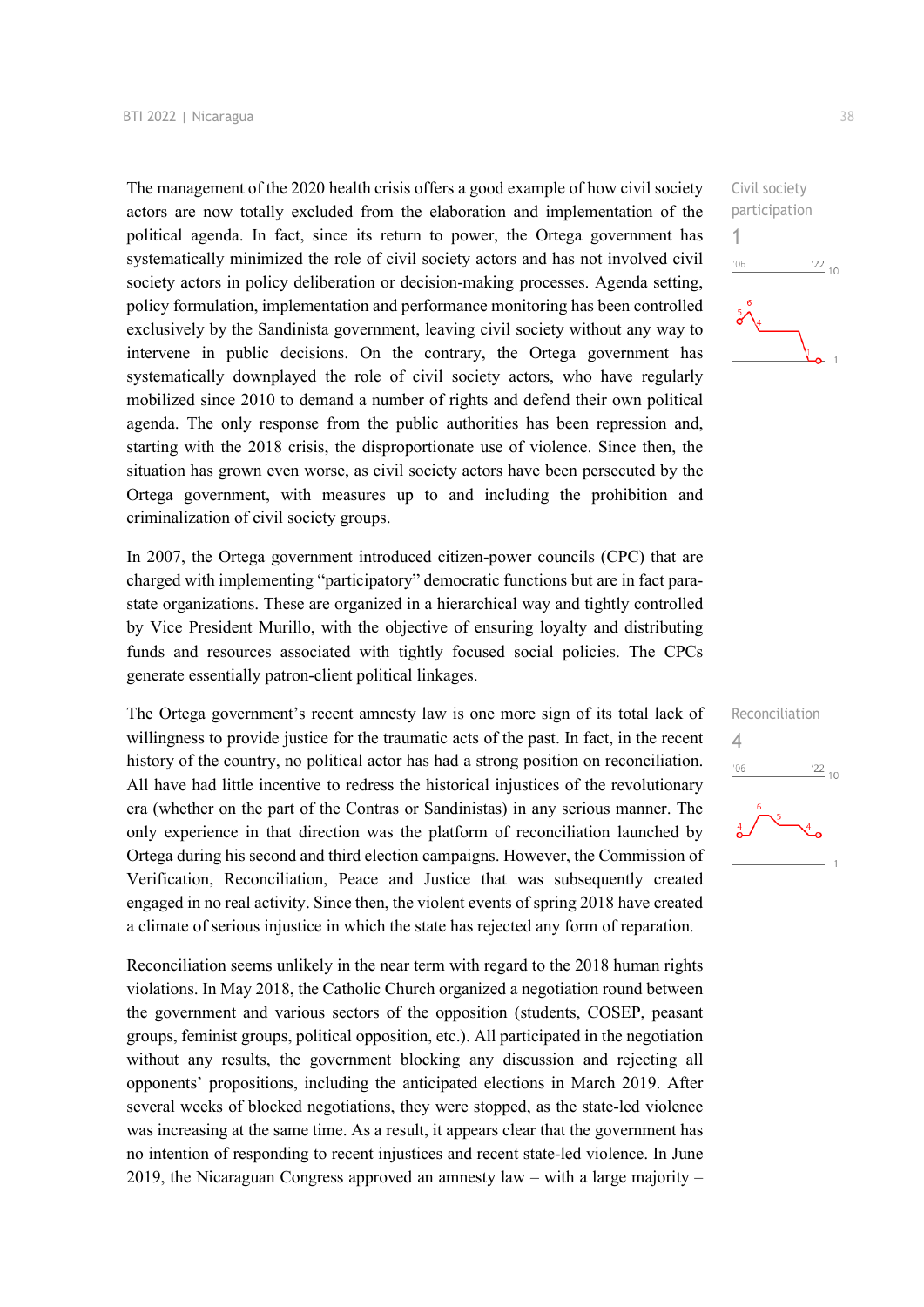The management of the 2020 health crisis offers a good example of how civil society actors are now totally excluded from the elaboration and implementation of the political agenda. In fact, since its return to power, the Ortega government has systematically minimized the role of civil society actors and has not involved civil society actors in policy deliberation or decision-making processes. Agenda setting, policy formulation, implementation and performance monitoring has been controlled exclusively by the Sandinista government, leaving civil society without any way to intervene in public decisions. On the contrary, the Ortega government has systematically downplayed the role of civil society actors, who have regularly mobilized since 2010 to demand a number of rights and defend their own political agenda. The only response from the public authorities has been repression and, starting with the 2018 crisis, the disproportionate use of violence. Since then, the situation has grown even worse, as civil society actors have been persecuted by the Ortega government, with measures up to and including the prohibition and criminalization of civil society groups.

Civil society participation
1

In 2007, the Ortega government introduced citizen-power councils (CPC) that are charged with implementing "participatory" democratic functions but are in fact para-state organizations. These are organized in a hierarchical way and tightly controlled by Vice President Murillo, with the objective of ensuring loyalty and distributing funds and resources associated with tightly focused social policies. The CPCs generate essentially patron-client political linkages.

The Ortega government's recent amnesty law is one more sign of its total lack of willingness to provide justice for the traumatic acts of the past. In fact, in the recent history of the country, no political actor has had a strong position on reconciliation. All have had little incentive to redress the historical injustices of the revolutionary era (whether on the part of the Contras or Sandinistas) in any serious manner. The only experience in that direction was the platform of reconciliation launched by Ortega during his second and third election campaigns. However, the Commission of Verification, Reconciliation, Peace and Justice that was subsequently created engaged in no real activity. Since then, the violent events of spring 2018 have created a climate of serious injustice in which the state has rejected any form of reparation.

Reconciliation
4

Reconciliation seems unlikely in the near term with regard to the 2018 human rights violations. In May 2018, the Catholic Church organized a negotiation round between the government and various sectors of the opposition (students, COSEP, peasant groups, feminist groups, political opposition, etc.). All participated in the negotiation without any results, the government blocking any discussion and rejecting all opponents' propositions, including the anticipated elections in March 2019. After several weeks of blocked negotiations, they were stopped, as the state-led violence was increasing at the same time. As a result, it appears clear that the government has no intention of responding to recent injustices and recent state-led violence. In June 2019, the Nicaraguan Congress approved an amnesty law – with a large majority –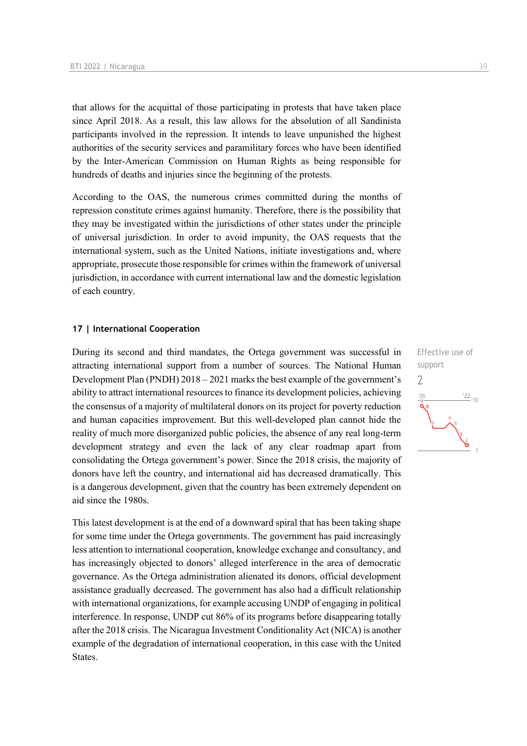that allows for the acquittal of those participating in protests that have taken place since April 2018. As a result, this law allows for the absolution of all Sandinista participants involved in the repression. It intends to leave unpunished the highest authorities of the security services and paramilitary forces who have been identified by the Inter-American Commission on Human Rights as being responsible for hundreds of deaths and injuries since the beginning of the protests.

According to the OAS, the numerous crimes committed during the months of repression constitute crimes against humanity. Therefore, there is the possibility that they may be investigated within the jurisdictions of other states under the principle of universal jurisdiction. In order to avoid impunity, the OAS requests that the international system, such as the United Nations, initiate investigations and, where appropriate, prosecute those responsible for crimes within the framework of universal jurisdiction, in accordance with current international law and the domestic legislation of each country.

### 17 | International Cooperation

Effective use of support

2

During its second and third mandates, the Ortega government was successful in attracting international support from a number of sources. The National Human Development Plan (PNDH) 2018 – 2021 marks the best example of the government's ability to attract international resources to finance its development policies, achieving the consensus of a majority of multilateral donors on its project for poverty reduction and human capacities improvement. But this well-developed plan cannot hide the reality of much more disorganized public policies, the absence of any real long-term development strategy and even the lack of any clear roadmap apart from consolidating the Ortega government's power. Since the 2018 crisis, the majority of donors have left the country, and international aid has decreased dramatically. This is a dangerous development, given that the country has been extremely dependent on aid since the 1980s.

This latest development is at the end of a downward spiral that has been taking shape for some time under the Ortega governments. The government has paid increasingly less attention to international cooperation, knowledge exchange and consultancy, and has increasingly objected to donors' alleged interference in the area of democratic governance. As the Ortega administration alienated its donors, official development assistance gradually decreased. The government has also had a difficult relationship with international organizations, for example accusing UNDP of engaging in political interference. In response, UNDP cut 86% of its programs before disappearing totally after the 2018 crisis. The Nicaragua Investment Conditionality Act (NICA) is another example of the degradation of international cooperation, in this case with the United States.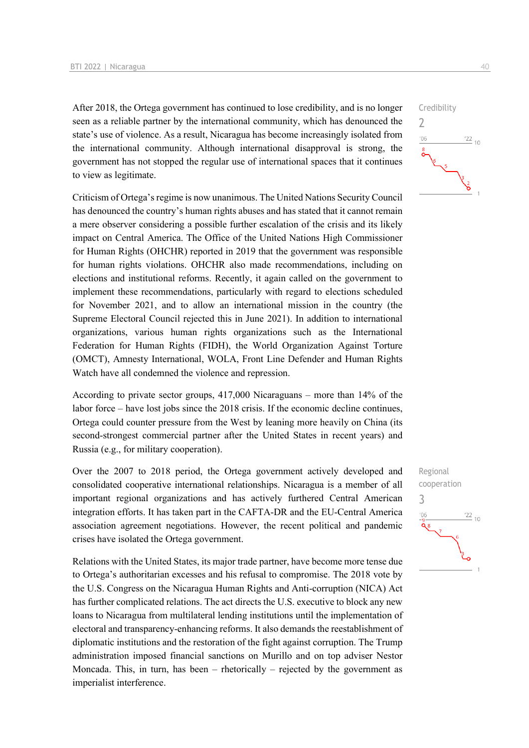After 2018, the Ortega government has continued to lose credibility, and is no longer seen as a reliable partner by the international community, which has denounced the state's use of violence. As a result, Nicaragua has become increasingly isolated from the international community. Although international disapproval is strong, the government has not stopped the regular use of international spaces that it continues to view as legitimate.

Credibility
2

Criticism of Ortega's regime is now unanimous. The United Nations Security Council has denounced the country's human rights abuses and has stated that it cannot remain a mere observer considering a possible further escalation of the crisis and its likely impact on Central America. The Office of the United Nations High Commissioner for Human Rights (OHCHR) reported in 2019 that the government was responsible for human rights violations. OHCHR also made recommendations, including on elections and institutional reforms. Recently, it again called on the government to implement these recommendations, particularly with regard to elections scheduled for November 2021, and to allow an international mission in the country (the Supreme Electoral Council rejected this in June 2021). In addition to international organizations, various human rights organizations such as the International Federation for Human Rights (FIDH), the World Organization Against Torture (OMCT), Amnesty International, WOLA, Front Line Defender and Human Rights Watch have all condemned the violence and repression.

According to private sector groups, 417,000 Nicaraguans – more than 14% of the labor force – have lost jobs since the 2018 crisis. If the economic decline continues, Ortega could counter pressure from the West by leaning more heavily on China (its second-strongest commercial partner after the United States in recent years) and Russia (e.g., for military cooperation).

Over the 2007 to 2018 period, the Ortega government actively developed and consolidated cooperative international relationships. Nicaragua is a member of all important regional organizations and has actively furthered Central American integration efforts. It has taken part in the CAFTA-DR and the EU-Central America association agreement negotiations. However, the recent political and pandemic crises have isolated the Ortega government.

Regional cooperation
3

Relations with the United States, its major trade partner, have become more tense due to Ortega's authoritarian excesses and his refusal to compromise. The 2018 vote by the U.S. Congress on the Nicaragua Human Rights and Anti-corruption (NICA) Act has further complicated relations. The act directs the U.S. executive to block any new loans to Nicaragua from multilateral lending institutions until the implementation of electoral and transparency-enhancing reforms. It also demands the reestablishment of diplomatic institutions and the restoration of the fight against corruption. The Trump administration imposed financial sanctions on Murillo and on top adviser Nestor Moncada. This, in turn, has been – rhetorically – rejected by the government as imperialist interference.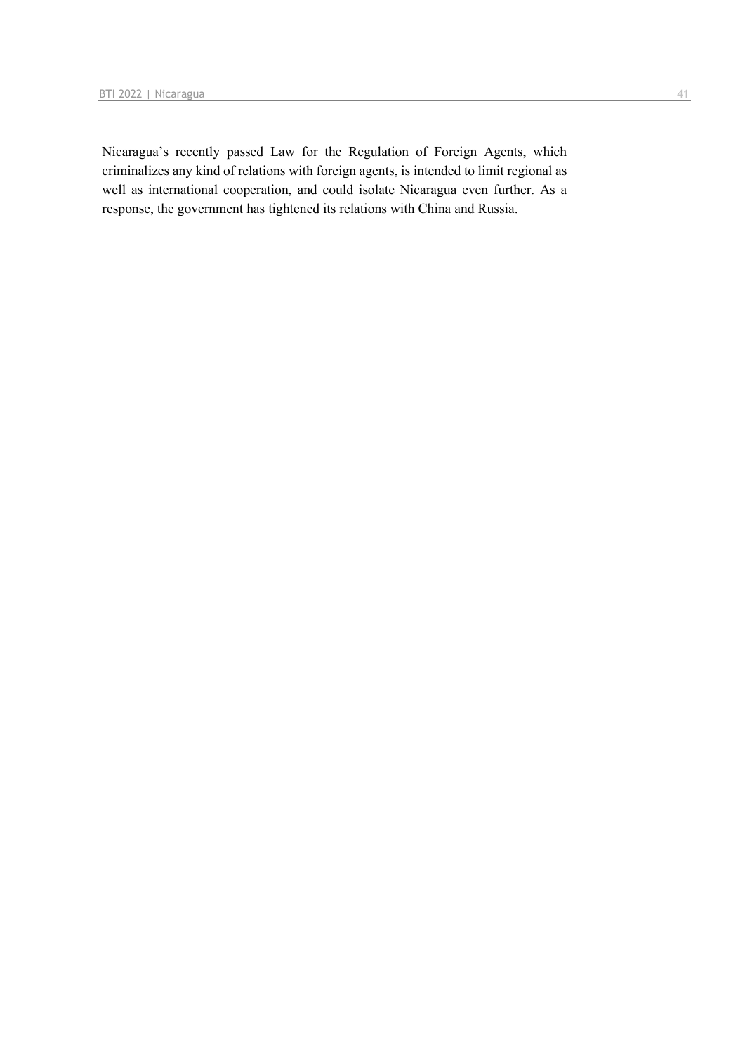Nicaragua's recently passed Law for the Regulation of Foreign Agents, which criminalizes any kind of relations with foreign agents, is intended to limit regional as well as international cooperation, and could isolate Nicaragua even further. As a response, the government has tightened its relations with China and Russia.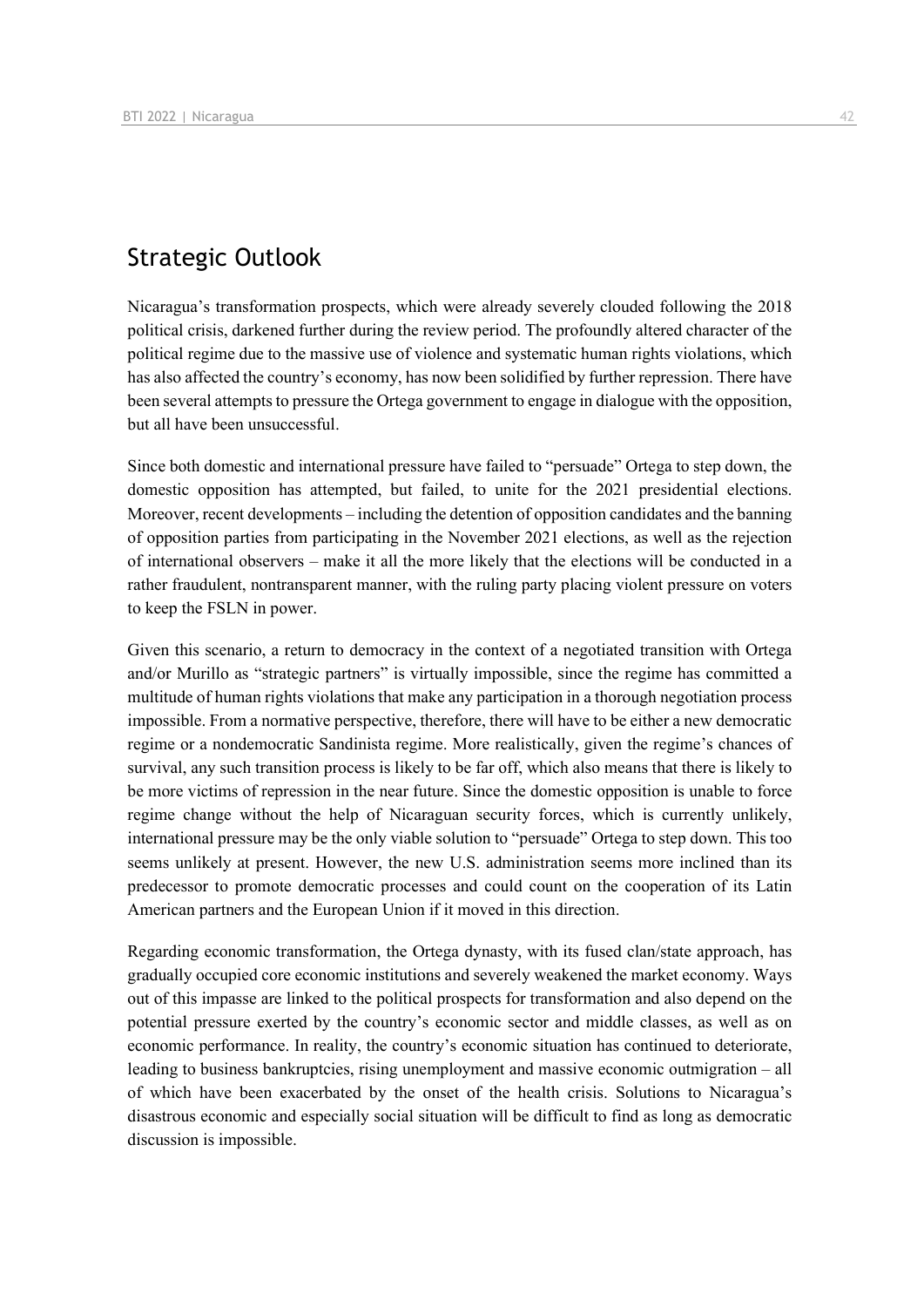## Strategic Outlook

Nicaragua's transformation prospects, which were already severely clouded following the 2018 political crisis, darkened further during the review period. The profoundly altered character of the political regime due to the massive use of violence and systematic human rights violations, which has also affected the country's economy, has now been solidified by further repression. There have been several attempts to pressure the Ortega government to engage in dialogue with the opposition, but all have been unsuccessful.

Since both domestic and international pressure have failed to "persuade" Ortega to step down, the domestic opposition has attempted, but failed, to unite for the 2021 presidential elections. Moreover, recent developments – including the detention of opposition candidates and the banning of opposition parties from participating in the November 2021 elections, as well as the rejection of international observers – make it all the more likely that the elections will be conducted in a rather fraudulent, nontransparent manner, with the ruling party placing violent pressure on voters to keep the FSLN in power.

Given this scenario, a return to democracy in the context of a negotiated transition with Ortega and/or Murillo as "strategic partners" is virtually impossible, since the regime has committed a multitude of human rights violations that make any participation in a thorough negotiation process impossible. From a normative perspective, therefore, there will have to be either a new democratic regime or a nondemocratic Sandinista regime. More realistically, given the regime's chances of survival, any such transition process is likely to be far off, which also means that there is likely to be more victims of repression in the near future. Since the domestic opposition is unable to force regime change without the help of Nicaraguan security forces, which is currently unlikely, international pressure may be the only viable solution to "persuade" Ortega to step down. This too seems unlikely at present. However, the new U.S. administration seems more inclined than its predecessor to promote democratic processes and could count on the cooperation of its Latin American partners and the European Union if it moved in this direction.

Regarding economic transformation, the Ortega dynasty, with its fused clan/state approach, has gradually occupied core economic institutions and severely weakened the market economy. Ways out of this impasse are linked to the political prospects for transformation and also depend on the potential pressure exerted by the country's economic sector and middle classes, as well as on economic performance. In reality, the country's economic situation has continued to deteriorate, leading to business bankruptcies, rising unemployment and massive economic outmigration – all of which have been exacerbated by the onset of the health crisis. Solutions to Nicaragua's disastrous economic and especially social situation will be difficult to find as long as democratic discussion is impossible.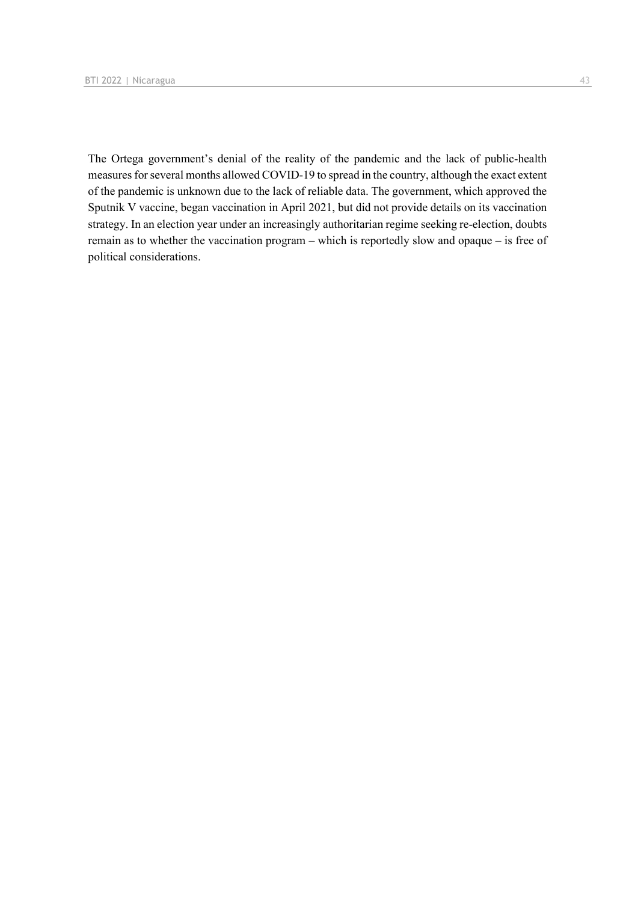The Ortega government's denial of the reality of the pandemic and the lack of public-health measures for several months allowed COVID-19 to spread in the country, although the exact extent of the pandemic is unknown due to the lack of reliable data. The government, which approved the Sputnik V vaccine, began vaccination in April 2021, but did not provide details on its vaccination strategy. In an election year under an increasingly authoritarian regime seeking re-election, doubts remain as to whether the vaccination program – which is reportedly slow and opaque – is free of political considerations.